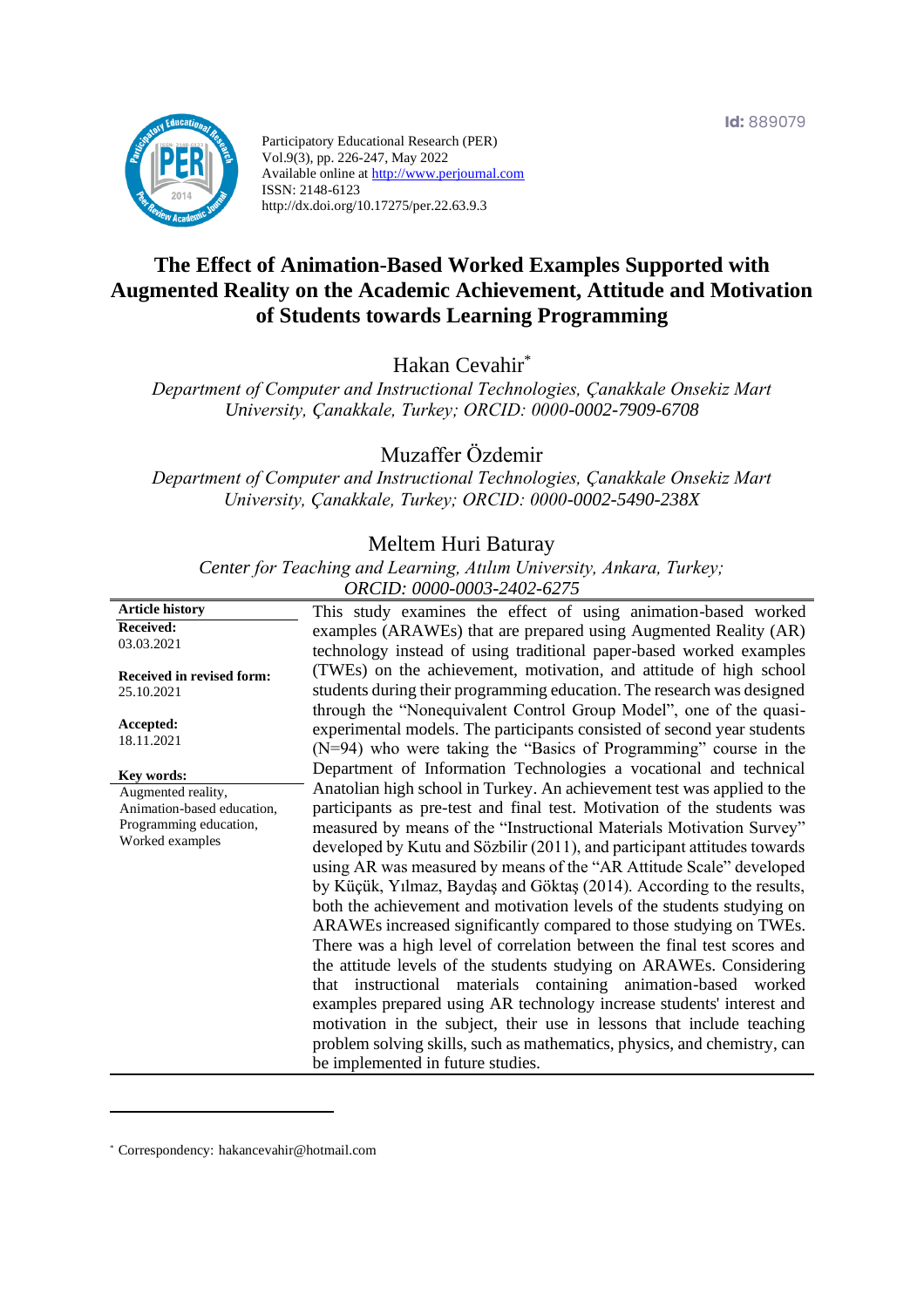Id: 889079

Participatory Educational Research (PER)
Vol.9(3), pp. 226-247, May 2022
Available online at http://www.perjournal.com
ISSN: 2148-6123
http://dx.doi.org/10.17275/per.22.63.9.3

# The Effect of Animation-Based Worked Examples Supported with Augmented Reality on the Academic Achievement, Attitude and Motivation of Students towards Learning Programming

Hakan Cevahir[*]

*Department of Computer and Instructional Technologies, Çanakkale Onsekiz Mart University, Çanakkale, Turkey; ORCID: 0000-0002-7909-6708*

Muzaffer Özdemir

*Department of Computer and Instructional Technologies, Çanakkale Onsekiz Mart University, Çanakkale, Turkey; ORCID: 0000-0002-5490-238X*

Meltem Huri Baturay

*Center for Teaching and Learning, Atılım University, Ankara, Turkey; ORCID: 0000-0003-2402-6275*

**Article history**

**Received:**
03.03.2021

**Received in revised form:**
25.10.2021

**Accepted:**
18.11.2021

**Key words:**
Augmented reality, Animation-based education, Programming education, Worked examples

This study examines the effect of using animation-based worked examples (ARAWEs) that are prepared using Augmented Reality (AR) technology instead of using traditional paper-based worked examples (TWEs) on the achievement, motivation, and attitude of high school students during their programming education. The research was designed through the "Nonequivalent Control Group Model", one of the quasi-experimental models. The participants consisted of second year students (N=94) who were taking the "Basics of Programming" course in the Department of Information Technologies a vocational and technical Anatolian high school in Turkey. An achievement test was applied to the participants as pre-test and final test. Motivation of the students was measured by means of the "Instructional Materials Motivation Survey" developed by Kutu and Sözbilir (2011), and participant attitudes towards using AR was measured by means of the "AR Attitude Scale" developed by Küçük, Yılmaz, Baydaş and Göktaş (2014). According to the results, both the achievement and motivation levels of the students studying on ARAWEs increased significantly compared to those studying on TWEs. There was a high level of correlation between the final test scores and the attitude levels of the students studying on ARAWEs. Considering that instructional materials containing animation-based worked examples prepared using AR technology increase students' interest and motivation in the subject, their use in lessons that include teaching problem solving skills, such as mathematics, physics, and chemistry, can be implemented in future studies.

[*] Correspondency: hakancevahir@hotmail.com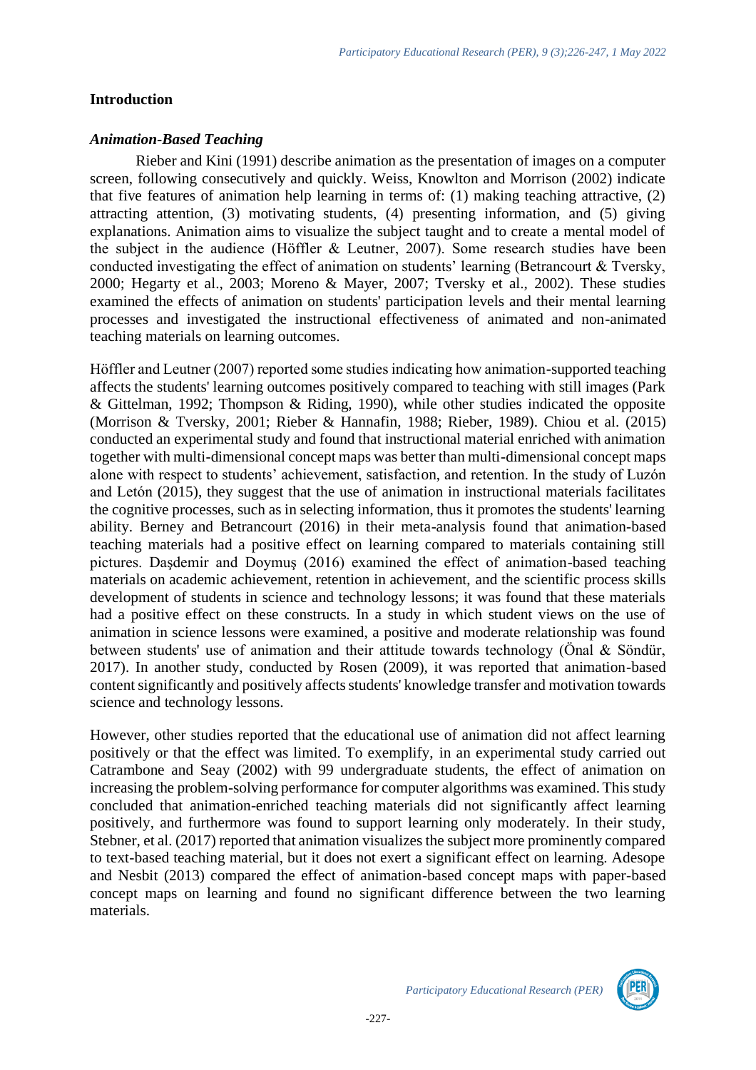## Introduction

### *Animation-Based Teaching*

Rieber and Kini (1991) describe animation as the presentation of images on a computer screen, following consecutively and quickly. Weiss, Knowlton and Morrison (2002) indicate that five features of animation help learning in terms of: (1) making teaching attractive, (2) attracting attention, (3) motivating students, (4) presenting information, and (5) giving explanations. Animation aims to visualize the subject taught and to create a mental model of the subject in the audience (Höffler & Leutner, 2007). Some research studies have been conducted investigating the effect of animation on students' learning (Betrancourt & Tversky, 2000; Hegarty et al., 2003; Moreno & Mayer, 2007; Tversky et al., 2002). These studies examined the effects of animation on students' participation levels and their mental learning processes and investigated the instructional effectiveness of animated and non-animated teaching materials on learning outcomes.

Höffler and Leutner (2007) reported some studies indicating how animation-supported teaching affects the students' learning outcomes positively compared to teaching with still images (Park & Gittelman, 1992; Thompson & Riding, 1990), while other studies indicated the opposite (Morrison & Tversky, 2001; Rieber & Hannafin, 1988; Rieber, 1989). Chiou et al. (2015) conducted an experimental study and found that instructional material enriched with animation together with multi-dimensional concept maps was better than multi-dimensional concept maps alone with respect to students' achievement, satisfaction, and retention. In the study of Luzón and Letón (2015), they suggest that the use of animation in instructional materials facilitates the cognitive processes, such as in selecting information, thus it promotes the students' learning ability. Berney and Betrancourt (2016) in their meta-analysis found that animation-based teaching materials had a positive effect on learning compared to materials containing still pictures. Daşdemir and Doymuş (2016) examined the effect of animation-based teaching materials on academic achievement, retention in achievement, and the scientific process skills development of students in science and technology lessons; it was found that these materials had a positive effect on these constructs. In a study in which student views on the use of animation in science lessons were examined, a positive and moderate relationship was found between students' use of animation and their attitude towards technology (Önal & Söndür, 2017). In another study, conducted by Rosen (2009), it was reported that animation-based content significantly and positively affects students' knowledge transfer and motivation towards science and technology lessons.

However, other studies reported that the educational use of animation did not affect learning positively or that the effect was limited. To exemplify, in an experimental study carried out Catrambone and Seay (2002) with 99 undergraduate students, the effect of animation on increasing the problem-solving performance for computer algorithms was examined. This study concluded that animation-enriched teaching materials did not significantly affect learning positively, and furthermore was found to support learning only moderately. In their study, Stebner, et al. (2017) reported that animation visualizes the subject more prominently compared to text-based teaching material, but it does not exert a significant effect on learning. Adesope and Nesbit (2013) compared the effect of animation-based concept maps with paper-based concept maps on learning and found no significant difference between the two learning materials.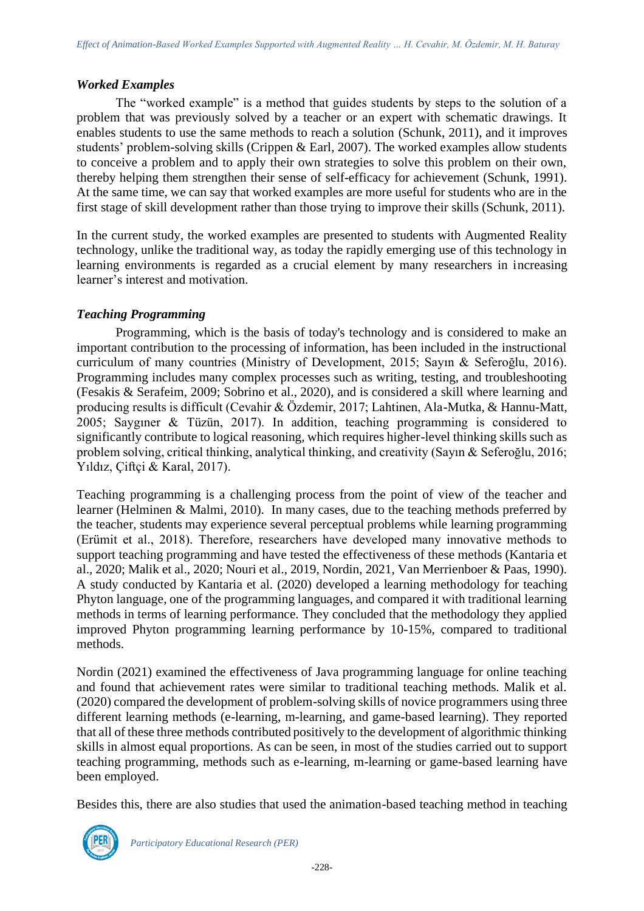### *Worked Examples*

The "worked example" is a method that guides students by steps to the solution of a problem that was previously solved by a teacher or an expert with schematic drawings. It enables students to use the same methods to reach a solution (Schunk, 2011), and it improves students' problem-solving skills (Crippen & Earl, 2007). The worked examples allow students to conceive a problem and to apply their own strategies to solve this problem on their own, thereby helping them strengthen their sense of self-efficacy for achievement (Schunk, 1991). At the same time, we can say that worked examples are more useful for students who are in the first stage of skill development rather than those trying to improve their skills (Schunk, 2011).

In the current study, the worked examples are presented to students with Augmented Reality technology, unlike the traditional way, as today the rapidly emerging use of this technology in learning environments is regarded as a crucial element by many researchers in increasing learner's interest and motivation.

### *Teaching Programming*

Programming, which is the basis of today's technology and is considered to make an important contribution to the processing of information, has been included in the instructional curriculum of many countries (Ministry of Development, 2015; Sayın & Seferoğlu, 2016). Programming includes many complex processes such as writing, testing, and troubleshooting (Fesakis & Serafeim, 2009; Sobrino et al., 2020), and is considered a skill where learning and producing results is difficult (Cevahir & Özdemir, 2017; Lahtinen, Ala-Mutka, & Hannu-Matt, 2005; Saygıner & Tüzün, 2017). In addition, teaching programming is considered to significantly contribute to logical reasoning, which requires higher-level thinking skills such as problem solving, critical thinking, analytical thinking, and creativity (Sayın & Seferoğlu, 2016; Yıldız, Çiftçi & Karal, 2017).

Teaching programming is a challenging process from the point of view of the teacher and learner (Helminen & Malmi, 2010). In many cases, due to the teaching methods preferred by the teacher, students may experience several perceptual problems while learning programming (Erümit et al., 2018). Therefore, researchers have developed many innovative methods to support teaching programming and have tested the effectiveness of these methods (Kantaria et al., 2020; Malik et al., 2020; Nouri et al., 2019, Nordin, 2021, Van Merrienboer & Paas, 1990). A study conducted by Kantaria et al. (2020) developed a learning methodology for teaching Phyton language, one of the programming languages, and compared it with traditional learning methods in terms of learning performance. They concluded that the methodology they applied improved Phyton programming learning performance by 10-15%, compared to traditional methods.

Nordin (2021) examined the effectiveness of Java programming language for online teaching and found that achievement rates were similar to traditional teaching methods. Malik et al. (2020) compared the development of problem-solving skills of novice programmers using three different learning methods (e-learning, m-learning, and game-based learning). They reported that all of these three methods contributed positively to the development of algorithmic thinking skills in almost equal proportions. As can be seen, in most of the studies carried out to support teaching programming, methods such as e-learning, m-learning or game-based learning have been employed.

Besides this, there are also studies that used the animation-based teaching method in teaching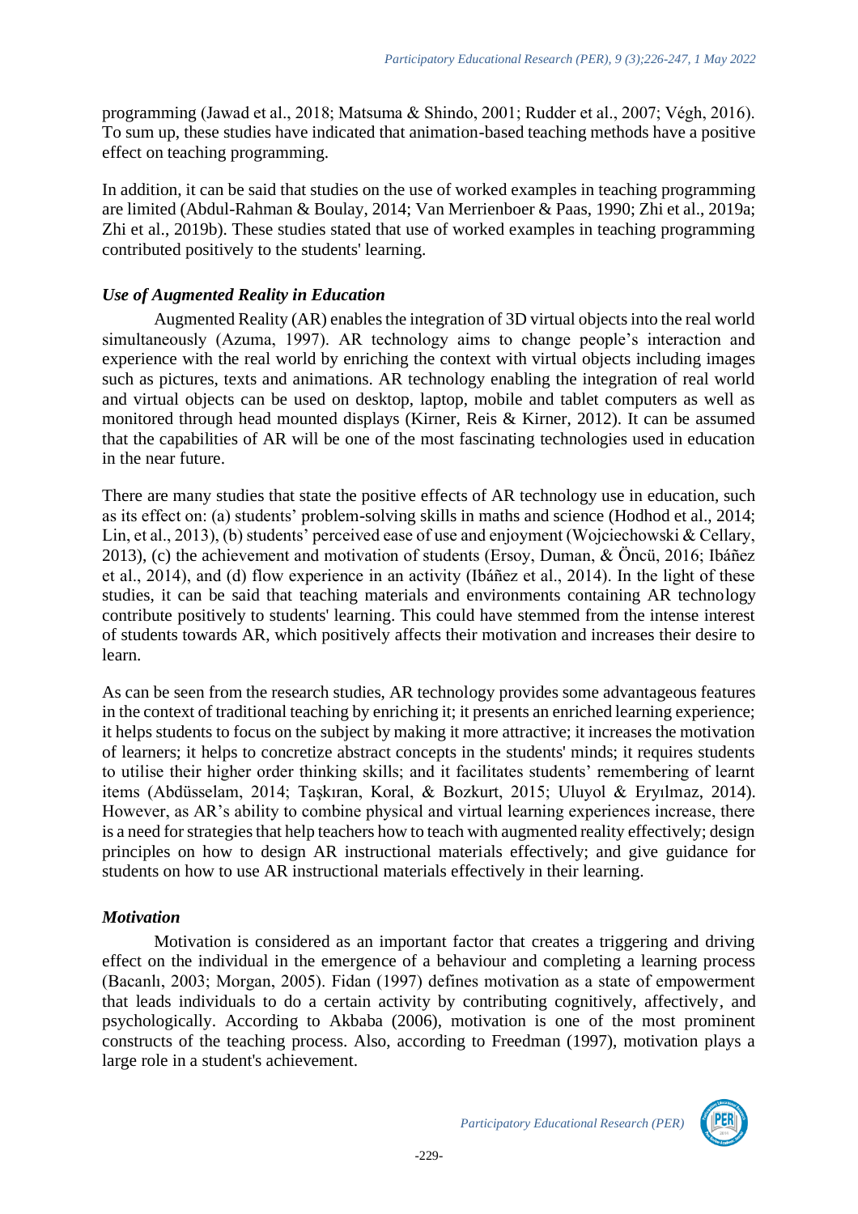programming (Jawad et al., 2018; Matsuma & Shindo, 2001; Rudder et al., 2007; Végh, 2016). To sum up, these studies have indicated that animation-based teaching methods have a positive effect on teaching programming.

In addition, it can be said that studies on the use of worked examples in teaching programming are limited (Abdul-Rahman & Boulay, 2014; Van Merrienboer & Paas, 1990; Zhi et al., 2019a; Zhi et al., 2019b). These studies stated that use of worked examples in teaching programming contributed positively to the students' learning.

### *Use of Augmented Reality in Education*

Augmented Reality (AR) enables the integration of 3D virtual objects into the real world simultaneously (Azuma, 1997). AR technology aims to change people's interaction and experience with the real world by enriching the context with virtual objects including images such as pictures, texts and animations. AR technology enabling the integration of real world and virtual objects can be used on desktop, laptop, mobile and tablet computers as well as monitored through head mounted displays (Kirner, Reis & Kirner, 2012). It can be assumed that the capabilities of AR will be one of the most fascinating technologies used in education in the near future.

There are many studies that state the positive effects of AR technology use in education, such as its effect on: (a) students' problem-solving skills in maths and science (Hodhod et al., 2014; Lin, et al., 2013), (b) students' perceived ease of use and enjoyment (Wojciechowski & Cellary, 2013), (c) the achievement and motivation of students (Ersoy, Duman, & Öncü, 2016; Ibáñez et al., 2014), and (d) flow experience in an activity (Ibáñez et al., 2014). In the light of these studies, it can be said that teaching materials and environments containing AR technology contribute positively to students' learning. This could have stemmed from the intense interest of students towards AR, which positively affects their motivation and increases their desire to learn.

As can be seen from the research studies, AR technology provides some advantageous features in the context of traditional teaching by enriching it; it presents an enriched learning experience; it helps students to focus on the subject by making it more attractive; it increases the motivation of learners; it helps to concretize abstract concepts in the students' minds; it requires students to utilise their higher order thinking skills; and it facilitates students' remembering of learnt items (Abdüsselam, 2014; Taşkıran, Koral, & Bozkurt, 2015; Uluyol & Eryılmaz, 2014). However, as AR's ability to combine physical and virtual learning experiences increase, there is a need for strategies that help teachers how to teach with augmented reality effectively; design principles on how to design AR instructional materials effectively; and give guidance for students on how to use AR instructional materials effectively in their learning.

### *Motivation*

Motivation is considered as an important factor that creates a triggering and driving effect on the individual in the emergence of a behaviour and completing a learning process (Bacanlı, 2003; Morgan, 2005). Fidan (1997) defines motivation as a state of empowerment that leads individuals to do a certain activity by contributing cognitively, affectively, and psychologically. According to Akbaba (2006), motivation is one of the most prominent constructs of the teaching process. Also, according to Freedman (1997), motivation plays a large role in a student's achievement.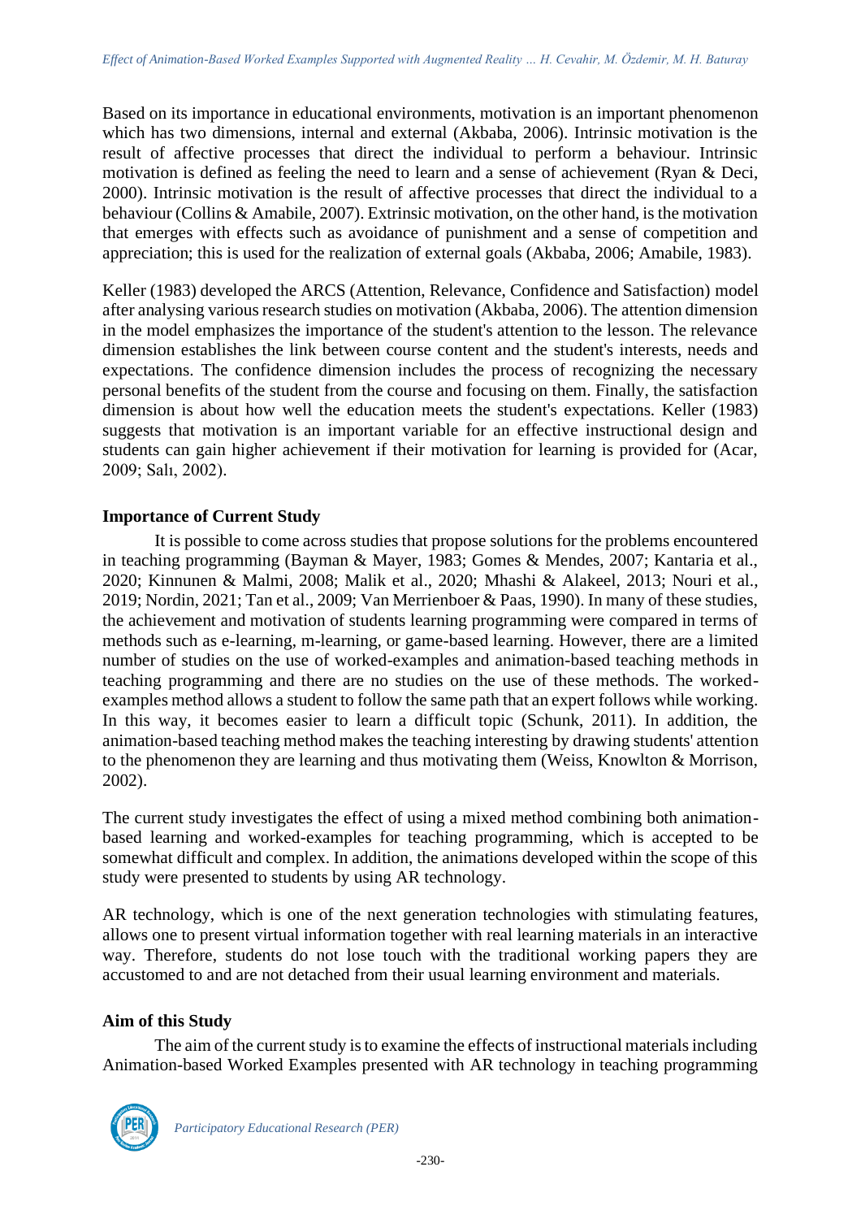Based on its importance in educational environments, motivation is an important phenomenon which has two dimensions, internal and external (Akbaba, 2006). Intrinsic motivation is the result of affective processes that direct the individual to perform a behaviour. Intrinsic motivation is defined as feeling the need to learn and a sense of achievement (Ryan & Deci, 2000). Intrinsic motivation is the result of affective processes that direct the individual to a behaviour (Collins & Amabile, 2007). Extrinsic motivation, on the other hand, is the motivation that emerges with effects such as avoidance of punishment and a sense of competition and appreciation; this is used for the realization of external goals (Akbaba, 2006; Amabile, 1983).

Keller (1983) developed the ARCS (Attention, Relevance, Confidence and Satisfaction) model after analysing various research studies on motivation (Akbaba, 2006). The attention dimension in the model emphasizes the importance of the student's attention to the lesson. The relevance dimension establishes the link between course content and the student's interests, needs and expectations. The confidence dimension includes the process of recognizing the necessary personal benefits of the student from the course and focusing on them. Finally, the satisfaction dimension is about how well the education meets the student's expectations. Keller (1983) suggests that motivation is an important variable for an effective instructional design and students can gain higher achievement if their motivation for learning is provided for (Acar, 2009; Salı, 2002).

## Importance of Current Study

It is possible to come across studies that propose solutions for the problems encountered in teaching programming (Bayman & Mayer, 1983; Gomes & Mendes, 2007; Kantaria et al., 2020; Kinnunen & Malmi, 2008; Malik et al., 2020; Mhashi & Alakeel, 2013; Nouri et al., 2019; Nordin, 2021; Tan et al., 2009; Van Merrienboer & Paas, 1990). In many of these studies, the achievement and motivation of students learning programming were compared in terms of methods such as e-learning, m-learning, or game-based learning. However, there are a limited number of studies on the use of worked-examples and animation-based teaching methods in teaching programming and there are no studies on the use of these methods. The worked-examples method allows a student to follow the same path that an expert follows while working. In this way, it becomes easier to learn a difficult topic (Schunk, 2011). In addition, the animation-based teaching method makes the teaching interesting by drawing students' attention to the phenomenon they are learning and thus motivating them (Weiss, Knowlton & Morrison, 2002).

The current study investigates the effect of using a mixed method combining both animation-based learning and worked-examples for teaching programming, which is accepted to be somewhat difficult and complex. In addition, the animations developed within the scope of this study were presented to students by using AR technology.

AR technology, which is one of the next generation technologies with stimulating features, allows one to present virtual information together with real learning materials in an interactive way. Therefore, students do not lose touch with the traditional working papers they are accustomed to and are not detached from their usual learning environment and materials.

## Aim of this Study

The aim of the current study is to examine the effects of instructional materials including Animation-based Worked Examples presented with AR technology in teaching programming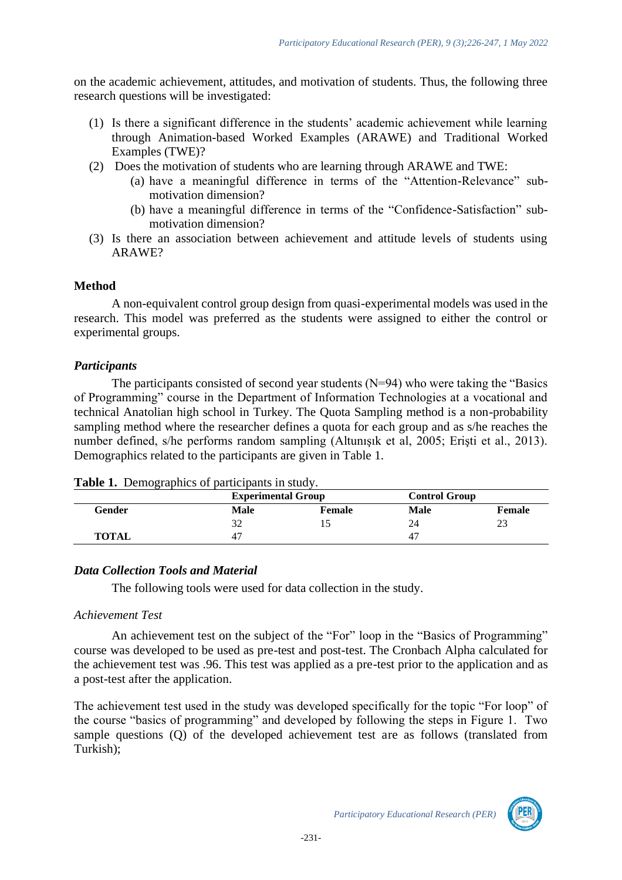on the academic achievement, attitudes, and motivation of students. Thus, the following three research questions will be investigated:

(1) Is there a significant difference in the students' academic achievement while learning through Animation-based Worked Examples (ARAWE) and Traditional Worked Examples (TWE)?

(2) Does the motivation of students who are learning through ARAWE and TWE:
   (a) have a meaningful difference in terms of the "Attention-Relevance" sub-motivation dimension?
   (b) have a meaningful difference in terms of the "Confidence-Satisfaction" sub-motivation dimension?

(3) Is there an association between achievement and attitude levels of students using ARAWE?

## Method

A non-equivalent control group design from quasi-experimental models was used in the research. This model was preferred as the students were assigned to either the control or experimental groups.

### *Participants*

The participants consisted of second year students (N=94) who were taking the "Basics of Programming" course in the Department of Information Technologies at a vocational and technical Anatolian high school in Turkey. The Quota Sampling method is a non-probability sampling method where the researcher defines a quota for each group and as s/he reaches the number defined, s/he performs random sampling (Altunışık et al, 2005; Erişti et al., 2013). Demographics related to the participants are given in Table 1.

**Table 1.** Demographics of participants in study.

| | **Experimental Group** | | **Control Group** | |
|---|---|---|---|---|
| **Gender** | **Male** | **Female** | **Male** | **Female** |
| | 32 | 15 | 24 | 23 |
| **TOTAL** | 47 | | 47 | |

### *Data Collection Tools and Material*

The following tools were used for data collection in the study.

#### *Achievement Test*

An achievement test on the subject of the "For" loop in the "Basics of Programming" course was developed to be used as pre-test and post-test. The Cronbach Alpha calculated for the achievement test was .96. This test was applied as a pre-test prior to the application and as a post-test after the application.

The achievement test used in the study was developed specifically for the topic "For loop" of the course "basics of programming" and developed by following the steps in Figure 1. Two sample questions (Q) of the developed achievement test are as follows (translated from Turkish);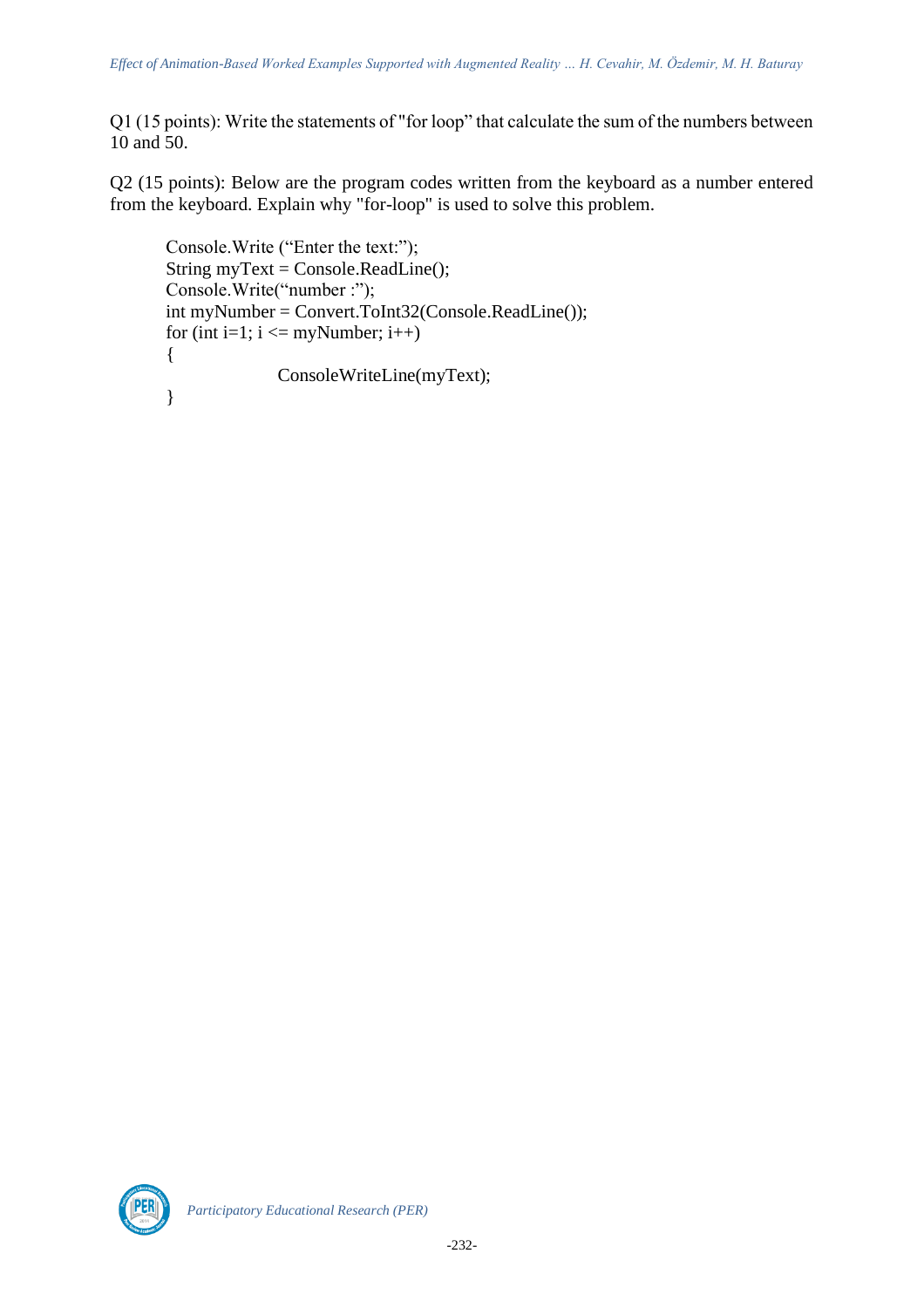Q1 (15 points): Write the statements of "for loop" that calculate the sum of the numbers between 10 and 50.

Q2 (15 points): Below are the program codes written from the keyboard as a number entered from the keyboard. Explain why "for-loop" is used to solve this problem.

```
Console.Write (“Enter the text:”);
String myText = Console.ReadLine();
Console.Write(“number :”);
int myNumber = Convert.ToInt32(Console.ReadLine());
for (int i=1; i <= myNumber; i++)
{
        ConsoleWriteLine(myText);
}
```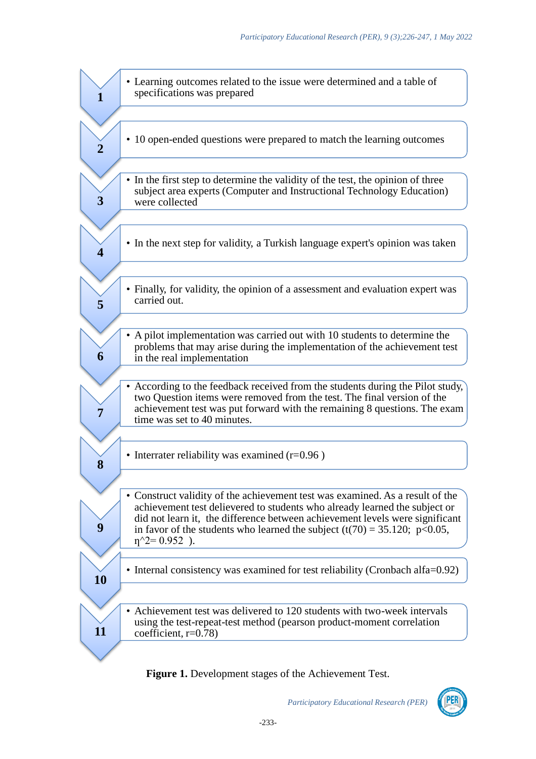1. Learning outcomes related to the issue were determined and a table of specifications was prepared
2. 10 open-ended questions were prepared to match the learning outcomes
3. In the first step to determine the validity of the test, the opinion of three subject area experts (Computer and Instructional Technology Education) were collected
4. In the next step for validity, a Turkish language expert's opinion was taken
5. Finally, for validity, the opinion of a assessment and evaluation expert was carried out.
6. A pilot implementation was carried out with 10 students to determine the problems that may arise during the implementation of the achievement test in the real implementation
7. According to the feedback received from the students during the Pilot study, two Question items were removed from the test. The final version of the achievement test was put forward with the remaining 8 questions. The exam time was set to 40 minutes.
8. Interrater reliability was examined ($r=0.96$)
9. Construct validity of the achievement test was examined. As a result of the achievement test delievered to students who already learned the subject or did not learn it, the difference between achievement levels were significant in favor of the students who learned the subject ($t(70) = 35.120$; $p<0.05$, $\eta^2 = 0.952$).
10. Internal consistency was examined for test reliability (Cronbach alfa=0.92)
11. Achievement test was delivered to 120 students with two-week intervals using the test-repeat-test method (pearson product-moment correlation coefficient, $r=0.78$)

**Figure 1.** Development stages of the Achievement Test.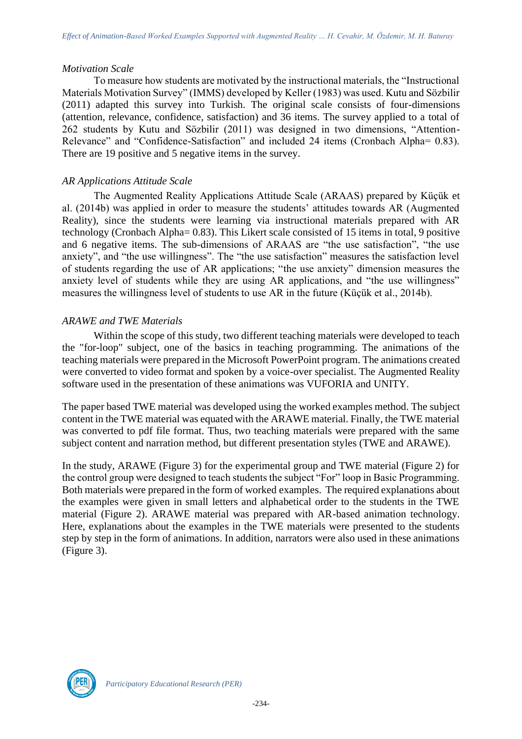*Motivation Scale*

To measure how students are motivated by the instructional materials, the "Instructional Materials Motivation Survey" (IMMS) developed by Keller (1983) was used. Kutu and Sözbilir (2011) adapted this survey into Turkish. The original scale consists of four-dimensions (attention, relevance, confidence, satisfaction) and 36 items. The survey applied to a total of 262 students by Kutu and Sözbilir (2011) was designed in two dimensions, "Attention-Relevance" and "Confidence-Satisfaction" and included 24 items (Cronbach Alpha= 0.83). There are 19 positive and 5 negative items in the survey.

*AR Applications Attitude Scale*

The Augmented Reality Applications Attitude Scale (ARAAS) prepared by Küçük et al. (2014b) was applied in order to measure the students' attitudes towards AR (Augmented Reality), since the students were learning via instructional materials prepared with AR technology (Cronbach Alpha= 0.83). This Likert scale consisted of 15 items in total, 9 positive and 6 negative items. The sub-dimensions of ARAAS are "the use satisfaction", "the use anxiety", and "the use willingness". The "the use satisfaction" measures the satisfaction level of students regarding the use of AR applications; "the use anxiety" dimension measures the anxiety level of students while they are using AR applications, and "the use willingness" measures the willingness level of students to use AR in the future (Küçük et al., 2014b).

*ARAWE and TWE Materials*

Within the scope of this study, two different teaching materials were developed to teach the "for-loop" subject, one of the basics in teaching programming. The animations of the teaching materials were prepared in the Microsoft PowerPoint program. The animations created were converted to video format and spoken by a voice-over specialist. The Augmented Reality software used in the presentation of these animations was VUFORIA and UNITY.

The paper based TWE material was developed using the worked examples method. The subject content in the TWE material was equated with the ARAWE material. Finally, the TWE material was converted to pdf file format. Thus, two teaching materials were prepared with the same subject content and narration method, but different presentation styles (TWE and ARAWE).

In the study, ARAWE (Figure 3) for the experimental group and TWE material (Figure 2) for the control group were designed to teach students the subject "For" loop in Basic Programming. Both materials were prepared in the form of worked examples. The required explanations about the examples were given in small letters and alphabetical order to the students in the TWE material (Figure 2). ARAWE material was prepared with AR-based animation technology. Here, explanations about the examples in the TWE materials were presented to the students step by step in the form of animations. In addition, narrators were also used in these animations (Figure 3).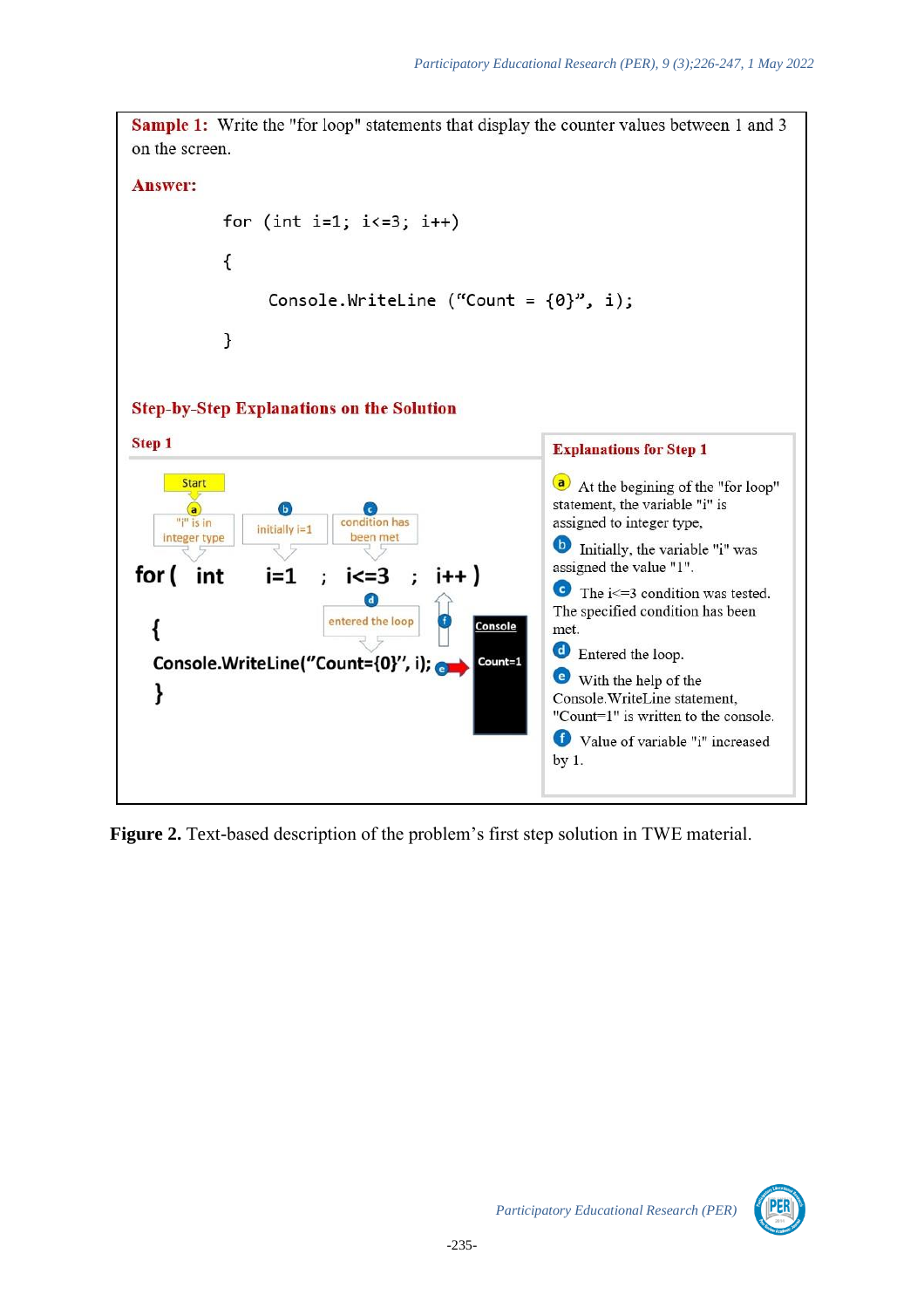**Sample 1:** Write the "for loop" statements that display the counter values between 1 and 3 on the screen.

**Answer:**

```
for (int i=1; i<=3; i++)
{
     Console.WriteLine ("Count = {0}", i);
}
```

**Step-by-Step Explanations on the Solution**

**Step 1**

```
Start
 (a) "i" is in integer type   (b) initially i=1   (c) condition has been met
for(  int        i=1  ;  i<=3  ;  i++ )
                         (d) entered the loop    (f)
{
Console.WriteLine("Count={0}", i);   (e) →   Console: Count=1
}
```

**Explanations for Step 1**

(a) At the begining of the "for loop" statement, the variable "i" is assigned to integer type,

(b) Initially, the variable "i" was assigned the value "1".

(c) The i<=3 condition was tested. The specified condition has been met.

(d) Entered the loop.

(e) With the help of the Console.WriteLine statement, "Count=1" is written to the console.

(f) Value of variable "i" increased by 1.

**Figure 2.** Text-based description of the problem's first step solution in TWE material.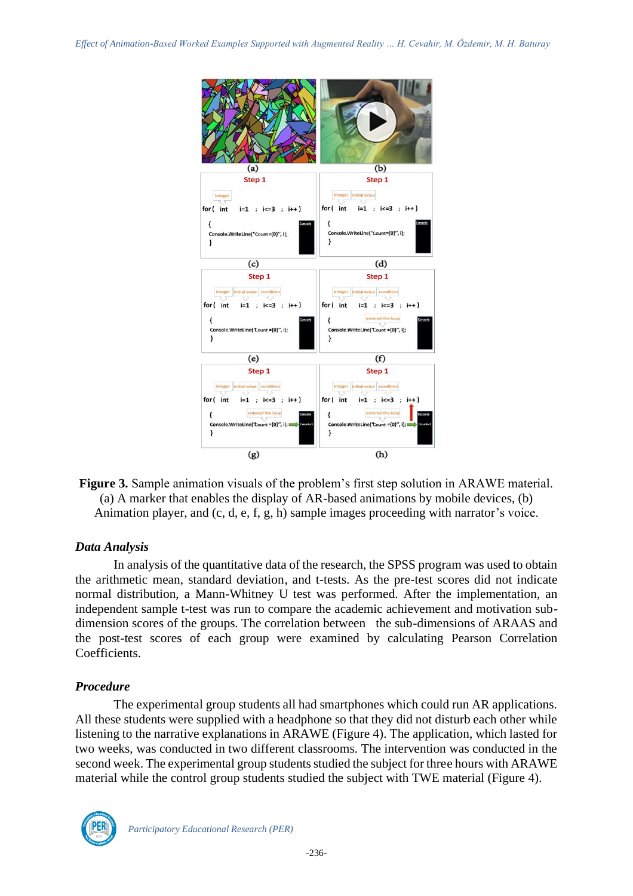**Figure 3.** Sample animation visuals of the problem's first step solution in ARAWE material. (a) A marker that enables the display of AR-based animations by mobile devices, (b) Animation player, and (c, d, e, f, g, h) sample images proceeding with narrator's voice.

### *Data Analysis*

In analysis of the quantitative data of the research, the SPSS program was used to obtain the arithmetic mean, standard deviation, and t-tests. As the pre-test scores did not indicate normal distribution, a Mann-Whitney U test was performed. After the implementation, an independent sample t-test was run to compare the academic achievement and motivation sub-dimension scores of the groups. The correlation between the sub-dimensions of ARAAS and the post-test scores of each group were examined by calculating Pearson Correlation Coefficients.

### *Procedure*

The experimental group students all had smartphones which could run AR applications. All these students were supplied with a headphone so that they did not disturb each other while listening to the narrative explanations in ARAWE (Figure 4). The application, which lasted for two weeks, was conducted in two different classrooms. The intervention was conducted in the second week. The experimental group students studied the subject for three hours with ARAWE material while the control group students studied the subject with TWE material (Figure 4).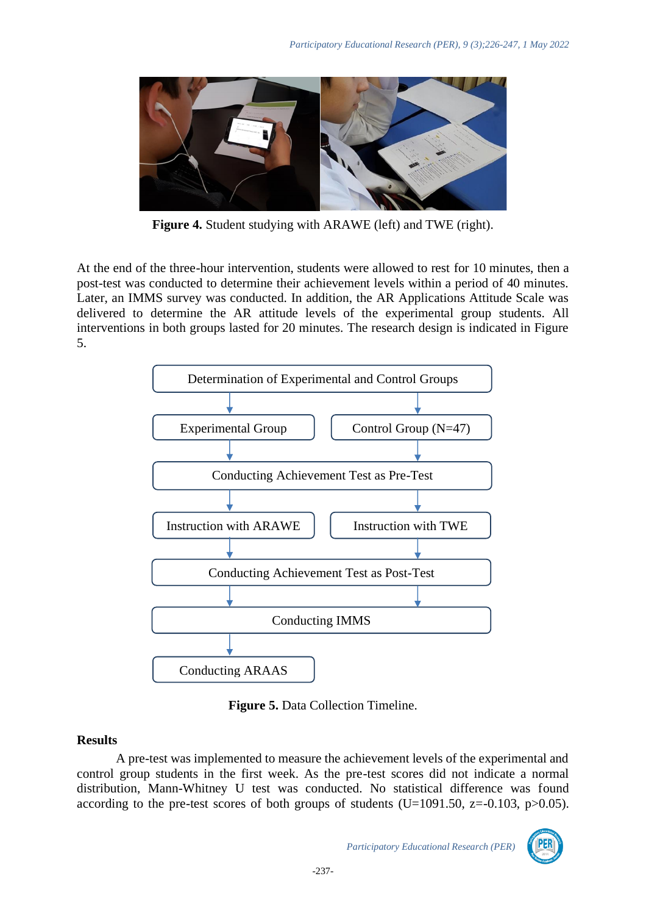Figure 4. Student studying with ARAWE (left) and TWE (right).

At the end of the three-hour intervention, students were allowed to rest for 10 minutes, then a post-test was conducted to determine their achievement levels within a period of 40 minutes. Later, an IMMS survey was conducted. In addition, the AR Applications Attitude Scale was delivered to determine the AR attitude levels of the experimental group students. All interventions in both groups lasted for 20 minutes. The research design is indicated in Figure 5.

Determination of Experimental and Control Groups

Experimental Group | Control Group (N=47)

Conducting Achievement Test as Pre-Test

Instruction with ARAWE | Instruction with TWE

Conducting Achievement Test as Post-Test

Conducting IMMS

Conducting ARAAS

**Figure 5.** Data Collection Timeline.

## Results

A pre-test was implemented to measure the achievement levels of the experimental and control group students in the first week. As the pre-test scores did not indicate a normal distribution, Mann-Whitney U test was conducted. No statistical difference was found according to the pre-test scores of both groups of students ($U=1091.50$, $z=-0.103$, $p>0.05$).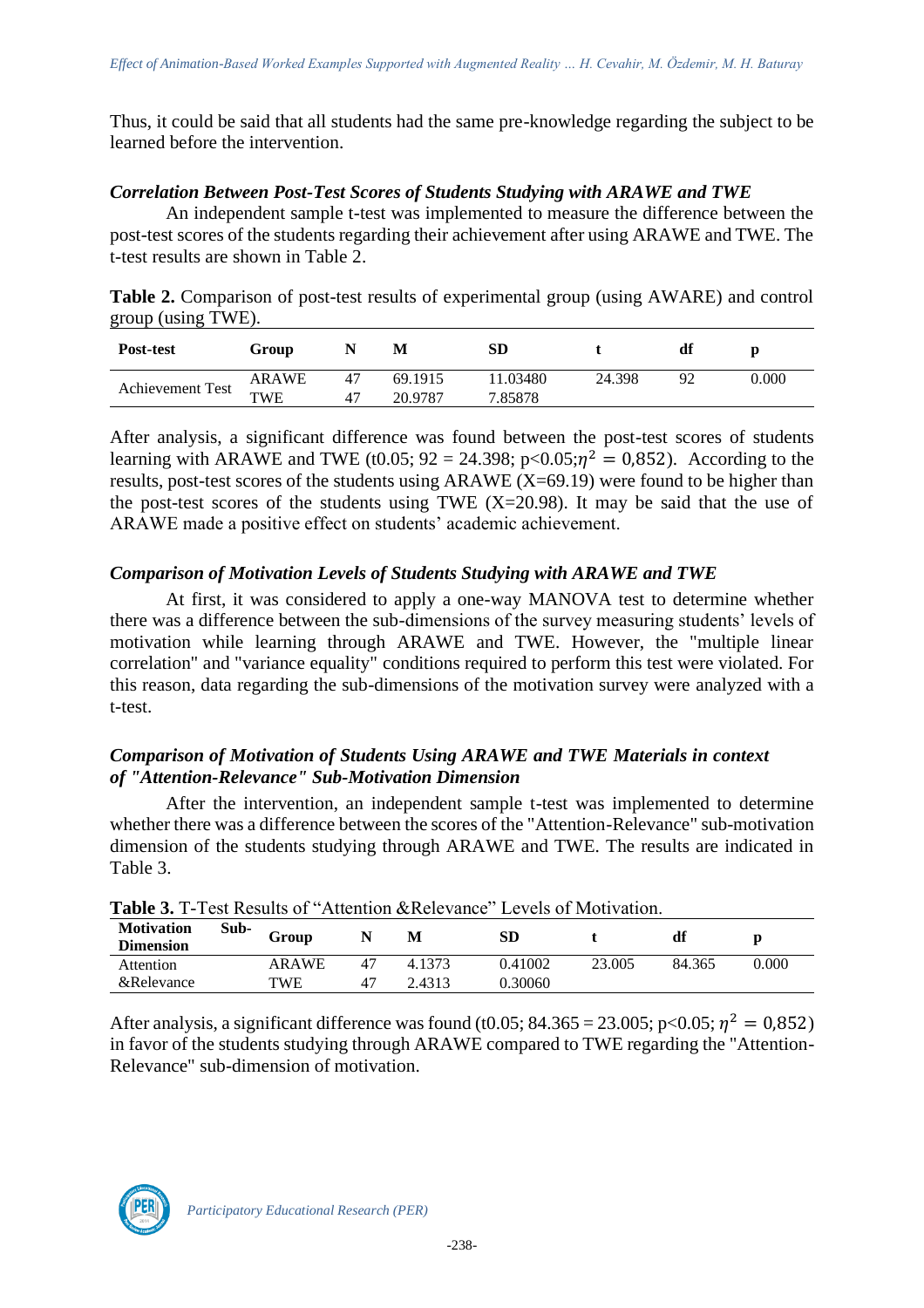Thus, it could be said that all students had the same pre-knowledge regarding the subject to be learned before the intervention.

### *Correlation Between Post-Test Scores of Students Studying with ARAWE and TWE*

An independent sample t-test was implemented to measure the difference between the post-test scores of the students regarding their achievement after using ARAWE and TWE. The t-test results are shown in Table 2.

**Table 2.** Comparison of post-test results of experimental group (using AWARE) and control group (using TWE).

| Post-test | Group | N | M | SD | t | df | p |
|---|---|---|---|---|---|---|---|
| Achievement Test | ARAWE | 47 | 69.1915 | 11.03480 | 24.398 | 92 | 0.000 |
| | TWE | 47 | 20.9787 | 7.85878 | | | |

After analysis, a significant difference was found between the post-test scores of students learning with ARAWE and TWE (t0.05; 92 = 24.398; p<0.05;$\eta^2 = 0{,}852$). According to the results, post-test scores of the students using ARAWE (X=69.19) were found to be higher than the post-test scores of the students using TWE (X=20.98). It may be said that the use of ARAWE made a positive effect on students' academic achievement.

### *Comparison of Motivation Levels of Students Studying with ARAWE and TWE*

At first, it was considered to apply a one-way MANOVA test to determine whether there was a difference between the sub-dimensions of the survey measuring students' levels of motivation while learning through ARAWE and TWE. However, the "multiple linear correlation" and "variance equality" conditions required to perform this test were violated. For this reason, data regarding the sub-dimensions of the motivation survey were analyzed with a t-test.

### *Comparison of Motivation of Students Using ARAWE and TWE Materials in context of "Attention-Relevance" Sub-Motivation Dimension*

After the intervention, an independent sample t-test was implemented to determine whether there was a difference between the scores of the "Attention-Relevance" sub-motivation dimension of the students studying through ARAWE and TWE. The results are indicated in Table 3.

**Table 3.** T-Test Results of "Attention &Relevance" Levels of Motivation.

| Motivation Sub-Dimension | Group | N | M | SD | t | df | p |
|---|---|---|---|---|---|---|---|
| Attention | ARAWE | 47 | 4.1373 | 0.41002 | 23.005 | 84.365 | 0.000 |
| &Relevance | TWE | 47 | 2.4313 | 0.30060 | | | |

After analysis, a significant difference was found (t0.05; 84.365 = 23.005; p<0.05; $\eta^2 = 0{,}852$) in favor of the students studying through ARAWE compared to TWE regarding the "Attention-Relevance" sub-dimension of motivation.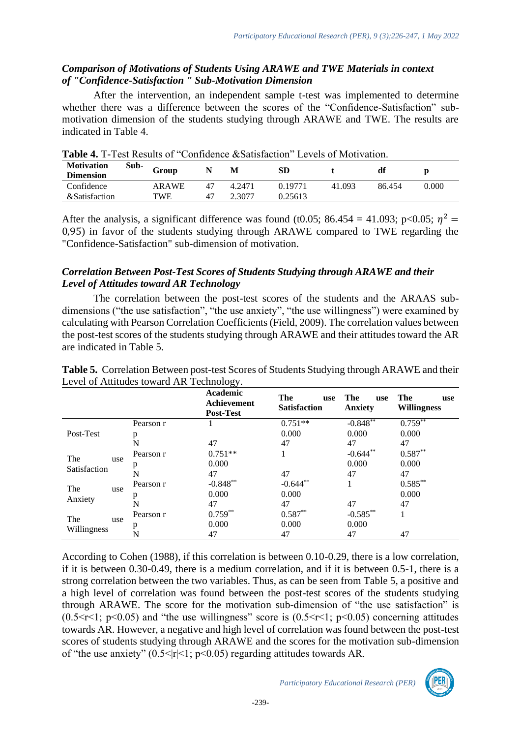### *Comparison of Motivations of Students Using ARAWE and TWE Materials in context of "Confidence-Satisfaction " Sub-Motivation Dimension*

After the intervention, an independent sample t-test was implemented to determine whether there was a difference between the scores of the "Confidence-Satisfaction" sub-motivation dimension of the students studying through ARAWE and TWE. The results are indicated in Table 4.

**Table 4.** T-Test Results of "Confidence &Satisfaction" Levels of Motivation.

| Motivation Sub-Dimension | Group | N | M | SD | t | df | p |
|---|---|---|---|---|---|---|---|
| Confidence &Satisfaction | ARAWE | 47 | 4.2471 | 0.19771 | 41.093 | 86.454 | 0.000 |
| | TWE | 47 | 2.3077 | 0.25613 | | | |

After the analysis, a significant difference was found (t0.05; 86.454 = 41.093; p<0.05; $\eta^2 =$ 0,95) in favor of the students studying through ARAWE compared to TWE regarding the "Confidence-Satisfaction" sub-dimension of motivation.

### *Correlation Between Post-Test Scores of Students Studying through ARAWE and their Level of Attitudes toward AR Technology*

The correlation between the post-test scores of the students and the ARAAS sub-dimensions ("the use satisfaction", "the use anxiety", "the use willingness") were examined by calculating with Pearson Correlation Coefficients (Field, 2009). The correlation values between the post-test scores of the students studying through ARAWE and their attitudes toward the AR are indicated in Table 5.

**Table 5.** Correlation Between post-test Scores of Students Studying through ARAWE and their Level of Attitudes toward AR Technology.

| | | Academic Achievement Post-Test | The use Satisfaction | The use Anxiety | The use Willingness |
|---|---|---|---|---|---|
| Post-Test | Pearson r | 1 | 0.751** | -0.848** | 0.759** |
| | p | | 0.000 | 0.000 | 0.000 |
| | N | 47 | 47 | 47 | 47 |
| The use Satisfaction | Pearson r | 0.751** | 1 | -0.644** | 0.587** |
| | p | 0.000 | | 0.000 | 0.000 |
| | N | 47 | 47 | 47 | 47 |
| The use Anxiety | Pearson r | -0.848** | -0.644** | 1 | 0.585** |
| | p | 0.000 | 0.000 | | 0.000 |
| | N | 47 | 47 | 47 | 47 |
| The use Willingness | Pearson r | 0.759** | 0.587** | -0.585** | 1 |
| | p | 0.000 | 0.000 | 0.000 | |
| | N | 47 | 47 | 47 | 47 |

According to Cohen (1988), if this correlation is between 0.10-0.29, there is a low correlation, if it is between 0.30-0.49, there is a medium correlation, and if it is between 0.5-1, there is a strong correlation between the two variables. Thus, as can be seen from Table 5, a positive and a high level of correlation was found between the post-test scores of the students studying through ARAWE. The score for the motivation sub-dimension of "the use satisfaction" is ($0.5<r<1$; $p<0.05$) and "the use willingness" score is ($0.5<r<1$; $p<0.05$) concerning attitudes towards AR. However, a negative and high level of correlation was found between the post-test scores of students studying through ARAWE and the scores for the motivation sub-dimension of "the use anxiety" ($0.5<|r|<1$; $p<0.05$) regarding attitudes towards AR.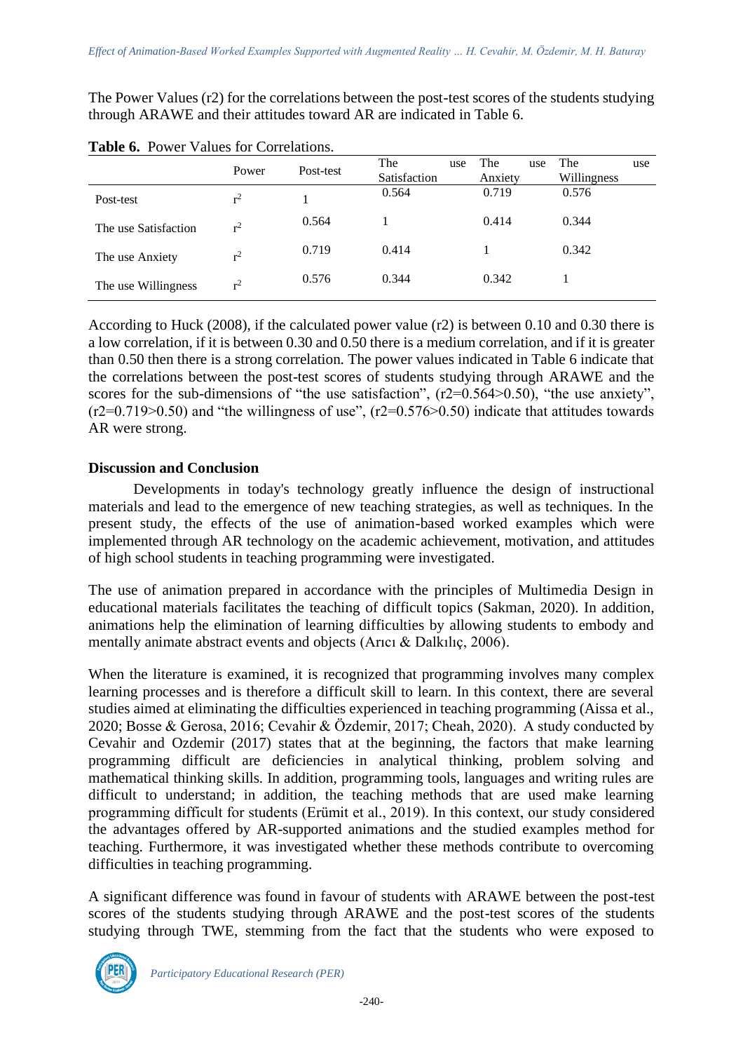The Power Values (r2) for the correlations between the post-test scores of the students studying through ARAWE and their attitudes toward AR are indicated in Table 6.

**Table 6.** Power Values for Correlations.

| | Power | Post-test | The use Satisfaction | The use Anxiety | The use Willingness |
|---|---|---|---|---|---|
| Post-test | $r^2$ | 1 | 0.564 | 0.719 | 0.576 |
| The use Satisfaction | $r^2$ | 0.564 | 1 | 0.414 | 0.344 |
| The use Anxiety | $r^2$ | 0.719 | 0.414 | 1 | 0.342 |
| The use Willingness | $r^2$ | 0.576 | 0.344 | 0.342 | 1 |

According to Huck (2008), if the calculated power value (r2) is between 0.10 and 0.30 there is a low correlation, if it is between 0.30 and 0.50 there is a medium correlation, and if it is greater than 0.50 then there is a strong correlation. The power values indicated in Table 6 indicate that the correlations between the post-test scores of students studying through ARAWE and the scores for the sub-dimensions of "the use satisfaction", (r2=0.564>0.50), "the use anxiety", (r2=0.719>0.50) and "the willingness of use", (r2=0.576>0.50) indicate that attitudes towards AR were strong.

## Discussion and Conclusion

Developments in today's technology greatly influence the design of instructional materials and lead to the emergence of new teaching strategies, as well as techniques. In the present study, the effects of the use of animation-based worked examples which were implemented through AR technology on the academic achievement, motivation, and attitudes of high school students in teaching programming were investigated.

The use of animation prepared in accordance with the principles of Multimedia Design in educational materials facilitates the teaching of difficult topics (Sakman, 2020). In addition, animations help the elimination of learning difficulties by allowing students to embody and mentally animate abstract events and objects (Arıcı & Dalkılıç, 2006).

When the literature is examined, it is recognized that programming involves many complex learning processes and is therefore a difficult skill to learn. In this context, there are several studies aimed at eliminating the difficulties experienced in teaching programming (Aissa et al., 2020; Bosse & Gerosa, 2016; Cevahir & Özdemir, 2017; Cheah, 2020). A study conducted by Cevahir and Ozdemir (2017) states that at the beginning, the factors that make learning programming difficult are deficiencies in analytical thinking, problem solving and mathematical thinking skills. In addition, programming tools, languages and writing rules are difficult to understand; in addition, the teaching methods that are used make learning programming difficult for students (Erümit et al., 2019). In this context, our study considered the advantages offered by AR-supported animations and the studied examples method for teaching. Furthermore, it was investigated whether these methods contribute to overcoming difficulties in teaching programming.

A significant difference was found in favour of students with ARAWE between the post-test scores of the students studying through ARAWE and the post-test scores of the students studying through TWE, stemming from the fact that the students who were exposed to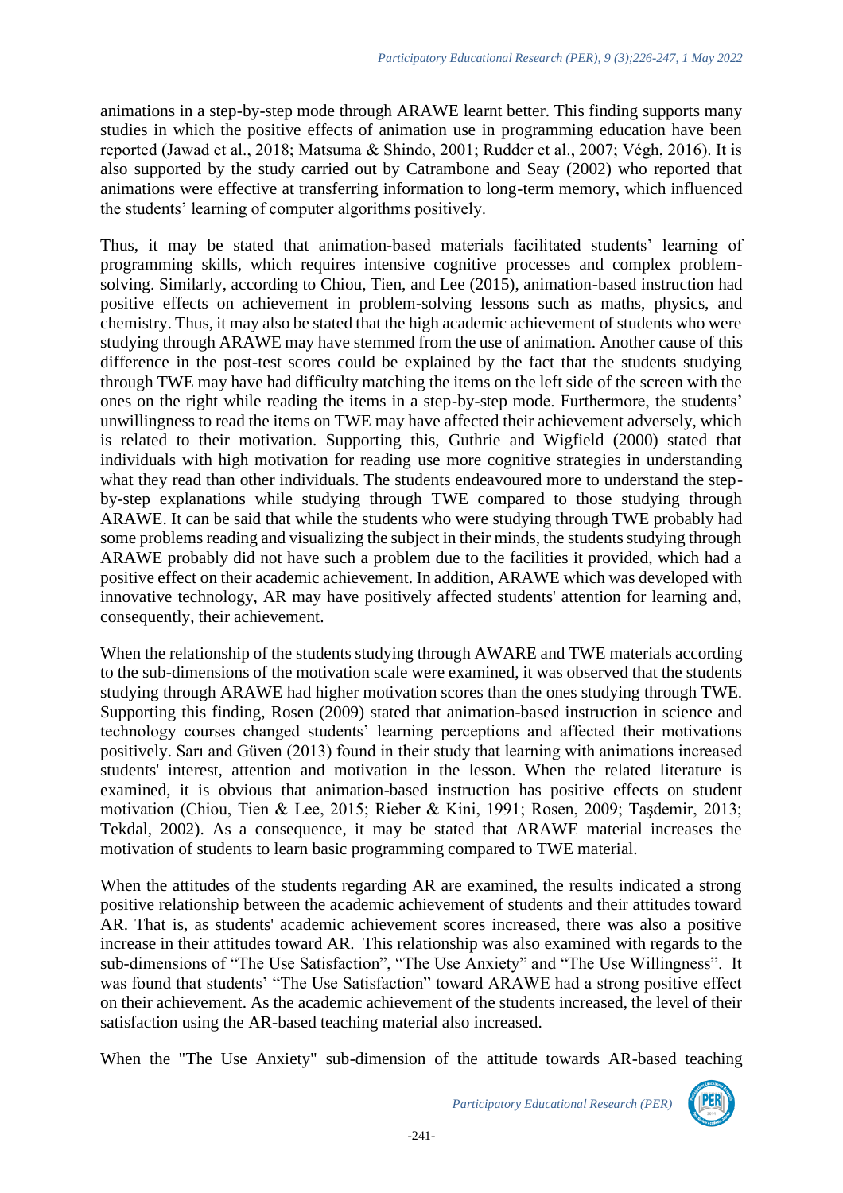animations in a step-by-step mode through ARAWE learnt better. This finding supports many studies in which the positive effects of animation use in programming education have been reported (Jawad et al., 2018; Matsuma & Shindo, 2001; Rudder et al., 2007; Végh, 2016). It is also supported by the study carried out by Catrambone and Seay (2002) who reported that animations were effective at transferring information to long-term memory, which influenced the students' learning of computer algorithms positively.

Thus, it may be stated that animation-based materials facilitated students' learning of programming skills, which requires intensive cognitive processes and complex problem-solving. Similarly, according to Chiou, Tien, and Lee (2015), animation-based instruction had positive effects on achievement in problem-solving lessons such as maths, physics, and chemistry. Thus, it may also be stated that the high academic achievement of students who were studying through ARAWE may have stemmed from the use of animation. Another cause of this difference in the post-test scores could be explained by the fact that the students studying through TWE may have had difficulty matching the items on the left side of the screen with the ones on the right while reading the items in a step-by-step mode. Furthermore, the students' unwillingness to read the items on TWE may have affected their achievement adversely, which is related to their motivation. Supporting this, Guthrie and Wigfield (2000) stated that individuals with high motivation for reading use more cognitive strategies in understanding what they read than other individuals. The students endeavoured more to understand the step-by-step explanations while studying through TWE compared to those studying through ARAWE. It can be said that while the students who were studying through TWE probably had some problems reading and visualizing the subject in their minds, the students studying through ARAWE probably did not have such a problem due to the facilities it provided, which had a positive effect on their academic achievement. In addition, ARAWE which was developed with innovative technology, AR may have positively affected students' attention for learning and, consequently, their achievement.

When the relationship of the students studying through AWARE and TWE materials according to the sub-dimensions of the motivation scale were examined, it was observed that the students studying through ARAWE had higher motivation scores than the ones studying through TWE. Supporting this finding, Rosen (2009) stated that animation-based instruction in science and technology courses changed students' learning perceptions and affected their motivations positively. Sarı and Güven (2013) found in their study that learning with animations increased students' interest, attention and motivation in the lesson. When the related literature is examined, it is obvious that animation-based instruction has positive effects on student motivation (Chiou, Tien & Lee, 2015; Rieber & Kini, 1991; Rosen, 2009; Taşdemir, 2013; Tekdal, 2002). As a consequence, it may be stated that ARAWE material increases the motivation of students to learn basic programming compared to TWE material.

When the attitudes of the students regarding AR are examined, the results indicated a strong positive relationship between the academic achievement of students and their attitudes toward AR. That is, as students' academic achievement scores increased, there was also a positive increase in their attitudes toward AR. This relationship was also examined with regards to the sub-dimensions of "The Use Satisfaction", "The Use Anxiety" and "The Use Willingness". It was found that students' "The Use Satisfaction" toward ARAWE had a strong positive effect on their achievement. As the academic achievement of the students increased, the level of their satisfaction using the AR-based teaching material also increased.

When the "The Use Anxiety" sub-dimension of the attitude towards AR-based teaching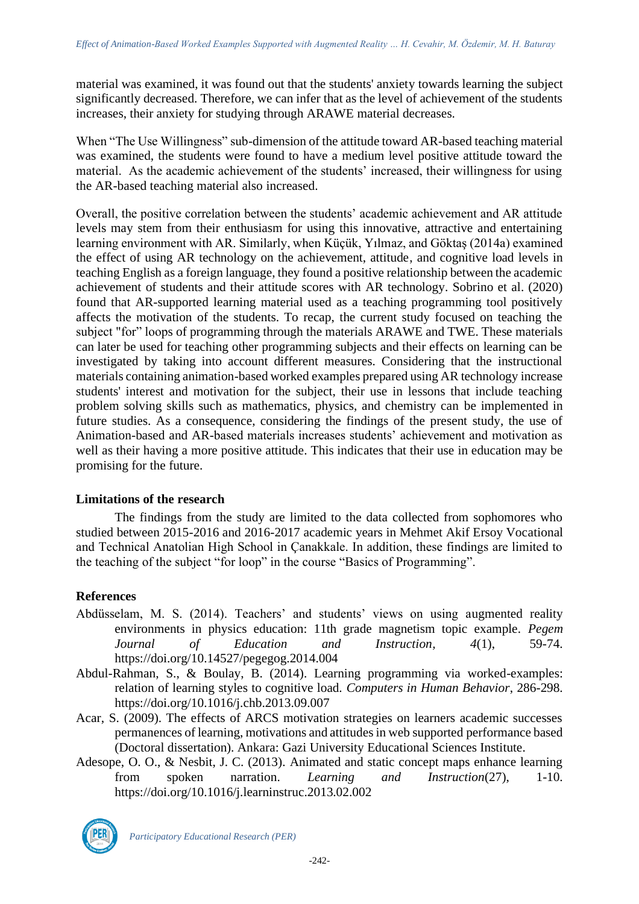material was examined, it was found out that the students' anxiety towards learning the subject significantly decreased. Therefore, we can infer that as the level of achievement of the students increases, their anxiety for studying through ARAWE material decreases.

When "The Use Willingness" sub-dimension of the attitude toward AR-based teaching material was examined, the students were found to have a medium level positive attitude toward the material. As the academic achievement of the students' increased, their willingness for using the AR-based teaching material also increased.

Overall, the positive correlation between the students' academic achievement and AR attitude levels may stem from their enthusiasm for using this innovative, attractive and entertaining learning environment with AR. Similarly, when Küçük, Yılmaz, and Göktaş (2014a) examined the effect of using AR technology on the achievement, attitude, and cognitive load levels in teaching English as a foreign language, they found a positive relationship between the academic achievement of students and their attitude scores with AR technology. Sobrino et al. (2020) found that AR-supported learning material used as a teaching programming tool positively affects the motivation of the students. To recap, the current study focused on teaching the subject "for" loops of programming through the materials ARAWE and TWE. These materials can later be used for teaching other programming subjects and their effects on learning can be investigated by taking into account different measures. Considering that the instructional materials containing animation-based worked examples prepared using AR technology increase students' interest and motivation for the subject, their use in lessons that include teaching problem solving skills such as mathematics, physics, and chemistry can be implemented in future studies. As a consequence, considering the findings of the present study, the use of Animation-based and AR-based materials increases students' achievement and motivation as well as their having a more positive attitude. This indicates that their use in education may be promising for the future.

## Limitations of the research

The findings from the study are limited to the data collected from sophomores who studied between 2015-2016 and 2016-2017 academic years in Mehmet Akif Ersoy Vocational and Technical Anatolian High School in Çanakkale. In addition, these findings are limited to the teaching of the subject "for loop" in the course "Basics of Programming".

## References

Abdüsselam, M. S. (2014). Teachers' and students' views on using augmented reality environments in physics education: 11th grade magnetism topic example. *Pegem Journal of Education and Instruction, 4*(1), 59-74. https://doi.org/10.14527/pegegog.2014.004

Abdul-Rahman, S., & Boulay, B. (2014). Learning programming via worked-examples: relation of learning styles to cognitive load. *Computers in Human Behavior*, 286-298. https://doi.org/10.1016/j.chb.2013.09.007

Acar, S. (2009). The effects of ARCS motivation strategies on learners academic successes permanences of learning, motivations and attitudes in web supported performance based (Doctoral dissertation). Ankara: Gazi University Educational Sciences Institute.

Adesope, O. O., & Nesbit, J. C. (2013). Animated and static concept maps enhance learning from spoken narration. *Learning and Instruction*(27), 1-10. https://doi.org/10.1016/j.learninstruc.2013.02.002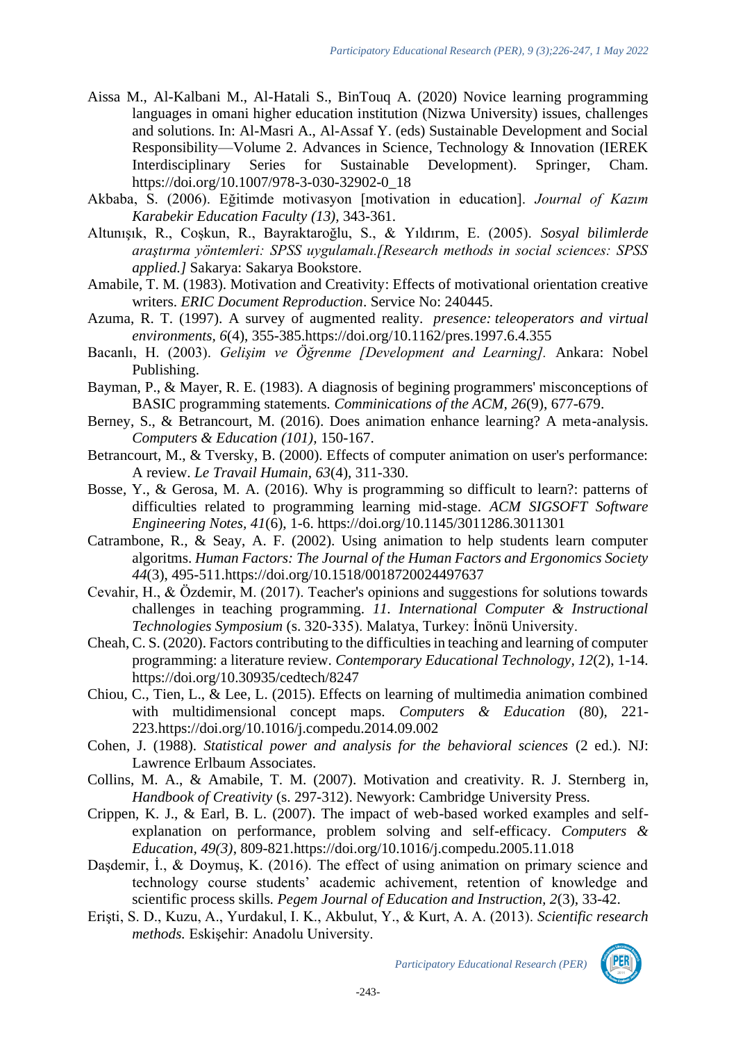Aissa M., Al-Kalbani M., Al-Hatali S., BinTouq A. (2020) Novice learning programming languages in omani higher education institution (Nizwa University) issues, challenges and solutions. In: Al-Masri A., Al-Assaf Y. (eds) Sustainable Development and Social Responsibility—Volume 2. Advances in Science, Technology & Innovation (IEREK Interdisciplinary Series for Sustainable Development). Springer, Cham. https://doi.org/10.1007/978-3-030-32902-0_18

Akbaba, S. (2006). Eğitimde motivasyon [motivation in education]. *Journal of Kazım Karabekir Education Faculty (13),* 343-361.

Altunışık, R., Coşkun, R., Bayraktaroğlu, S., & Yıldırım, E. (2005). *Sosyal bilimlerde araştırma yöntemleri: SPSS uygulamalı.[Research methods in social sciences: SPSS applied.]* Sakarya: Sakarya Bookstore.

Amabile, T. M. (1983). Motivation and Creativity: Effects of motivational orientation creative writers. *ERIC Document Reproduction*. Service No: 240445.

Azuma, R. T. (1997). A survey of augmented reality. *presence: teleoperators and virtual environments, 6*(4), 355-385.https://doi.org/10.1162/pres.1997.6.4.355

Bacanlı, H. (2003). *Gelişim ve Öğrenme [Development and Learning].* Ankara: Nobel Publishing.

Bayman, P., & Mayer, R. E. (1983). A diagnosis of begining programmers' misconceptions of BASIC programming statements. *Comminications of the ACM, 26*(9), 677-679.

Berney, S., & Betrancourt, M. (2016). Does animation enhance learning? A meta-analysis. *Computers & Education (101),* 150-167.

Betrancourt, M., & Tversky, B. (2000). Effects of computer animation on user's performance: A review. *Le Travail Humain, 63*(4), 311-330.

Bosse, Y., & Gerosa, M. A. (2016). Why is programming so difficult to learn?: patterns of difficulties related to programming learning mid-stage. *ACM SIGSOFT Software Engineering Notes, 41*(6), 1-6. https://doi.org/10.1145/3011286.3011301

Catrambone, R., & Seay, A. F. (2002). Using animation to help students learn computer algoritms. *Human Factors: The Journal of the Human Factors and Ergonomics Society 44*(3), 495-511.https://doi.org/10.1518/0018720024497637

Cevahir, H., & Özdemir, M. (2017). Teacher's opinions and suggestions for solutions towards challenges in teaching programming. *11. International Computer & Instructional Technologies Symposium* (s. 320-335). Malatya, Turkey: İnönü University.

Cheah, C. S. (2020). Factors contributing to the difficulties in teaching and learning of computer programming: a literature review. *Contemporary Educational Technology, 12*(2), 1-14. https://doi.org/10.30935/cedtech/8247

Chiou, C., Tien, L., & Lee, L. (2015). Effects on learning of multimedia animation combined with multidimensional concept maps. *Computers & Education* (80), 221-223.https://doi.org/10.1016/j.compedu.2014.09.002

Cohen, J. (1988). *Statistical power and analysis for the behavioral sciences* (2 ed.). NJ: Lawrence Erlbaum Associates.

Collins, M. A., & Amabile, T. M. (2007). Motivation and creativity. R. J. Sternberg in, *Handbook of Creativity* (s. 297-312). Newyork: Cambridge University Press.

Crippen, K. J., & Earl, B. L. (2007). The impact of web-based worked examples and self-explanation on performance, problem solving and self-efficacy. *Computers & Education, 49(3)*, 809-821.https://doi.org/10.1016/j.compedu.2005.11.018

Daşdemir, İ., & Doymuş, K. (2016). The effect of using animation on primary science and technology course students' academic achivement, retention of knowledge and scientific process skills. *Pegem Journal of Education and Instruction, 2*(3), 33-42.

Erişti, S. D., Kuzu, A., Yurdakul, I. K., Akbulut, Y., & Kurt, A. A. (2013). *Scientific research methods.* Eskişehir: Anadolu University.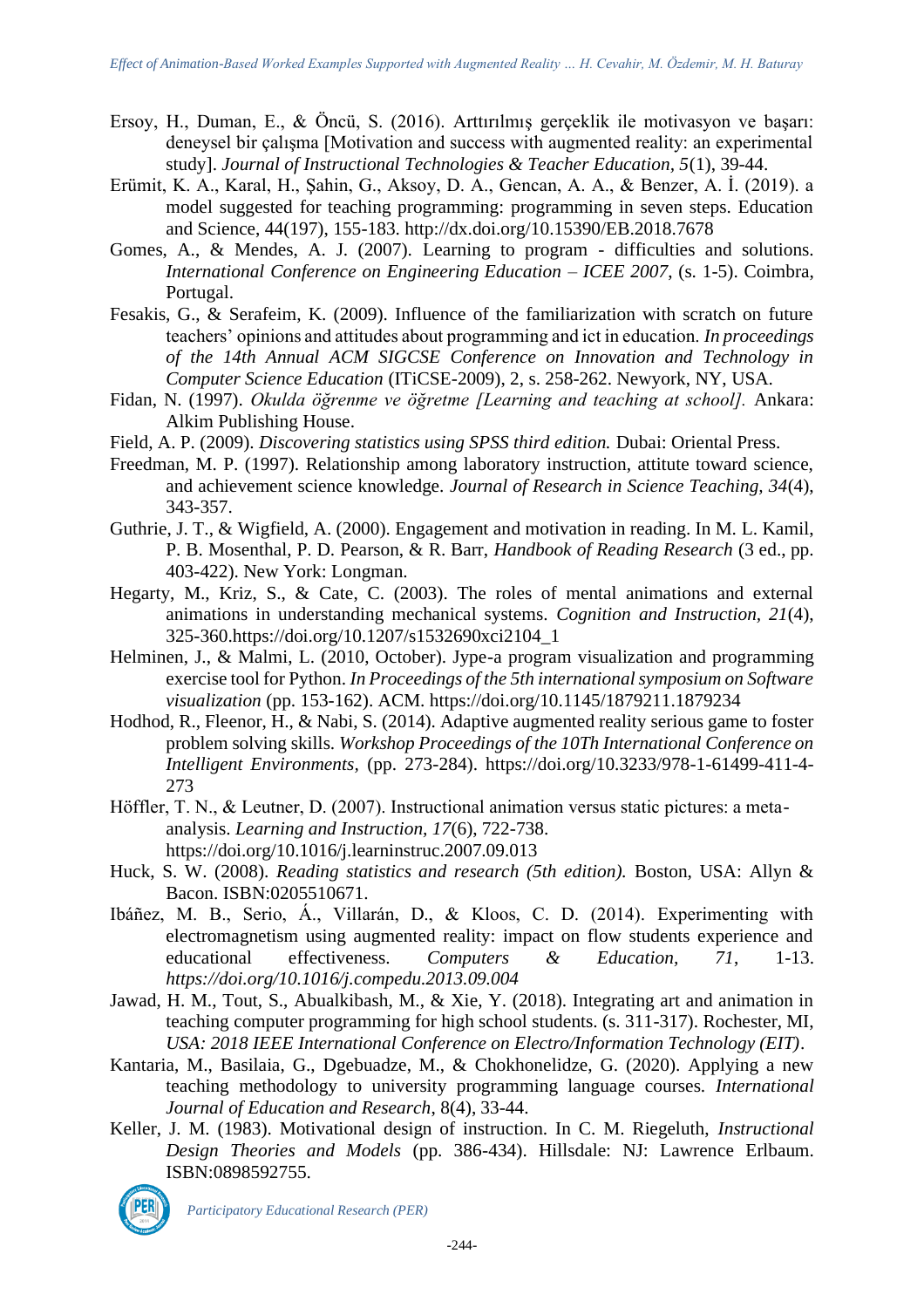Ersoy, H., Duman, E., & Öncü, S. (2016). Arttırılmış gerçeklik ile motivasyon ve başarı: deneysel bir çalışma [Motivation and success with augmented reality: an experimental study]. *Journal of Instructional Technologies & Teacher Education, 5*(1), 39-44.

Erümit, K. A., Karal, H., Şahin, G., Aksoy, D. A., Gencan, A. A., & Benzer, A. İ. (2019). a model suggested for teaching programming: programming in seven steps. Education and Science, 44(197), 155-183. http://dx.doi.org/10.15390/EB.2018.7678

Gomes, A., & Mendes, A. J. (2007). Learning to program - difficulties and solutions. *International Conference on Engineering Education – ICEE 2007*, (s. 1-5). Coimbra, Portugal.

Fesakis, G., & Serafeim, K. (2009). Influence of the familiarization with scratch on future teachers' opinions and attitudes about programming and ict in education. *In proceedings of the 14th Annual ACM SIGCSE Conference on Innovation and Technology in Computer Science Education* (ITiCSE-2009), 2, s. 258-262. Newyork, NY, USA.

Fidan, N. (1997). *Okulda öğrenme ve öğretme [Learning and teaching at school].* Ankara: Alkim Publishing House.

Field, A. P. (2009). *Discovering statistics using SPSS third edition.* Dubai: Oriental Press.

Freedman, M. P. (1997). Relationship among laboratory instruction, attitute toward science, and achievement science knowledge. *Journal of Research in Science Teaching, 34*(4), 343-357.

Guthrie, J. T., & Wigfield, A. (2000). Engagement and motivation in reading. In M. L. Kamil, P. B. Mosenthal, P. D. Pearson, & R. Barr, *Handbook of Reading Research* (3 ed., pp. 403-422). New York: Longman.

Hegarty, M., Kriz, S., & Cate, C. (2003). The roles of mental animations and external animations in understanding mechanical systems. *Cognition and Instruction, 21*(4), 325-360.https://doi.org/10.1207/s1532690xci2104_1

Helminen, J., & Malmi, L. (2010, October). Jype-a program visualization and programming exercise tool for Python. *In Proceedings of the 5th international symposium on Software visualization* (pp. 153-162). ACM. https://doi.org/10.1145/1879211.1879234

Hodhod, R., Fleenor, H., & Nabi, S. (2014). Adaptive augmented reality serious game to foster problem solving skills. *Workshop Proceedings of the 10Th International Conference on Intelligent Environments,* (pp. 273-284). https://doi.org/10.3233/978-1-61499-411-4-273

Höffler, T. N., & Leutner, D. (2007). Instructional animation versus static pictures: a meta-analysis. *Learning and Instruction, 17*(6), 722-738. https://doi.org/10.1016/j.learninstruc.2007.09.013

Huck, S. W. (2008). *Reading statistics and research (5th edition).* Boston, USA: Allyn & Bacon. ISBN:0205510671.

Ibáñez, M. B., Serio, Á., Villarán, D., & Kloos, C. D. (2014). Experimenting with electromagnetism using augmented reality: impact on flow students experience and educational effectiveness. *Computers & Education, 71*, 1-13. *https://doi.org/10.1016/j.compedu.2013.09.004*

Jawad, H. M., Tout, S., Abualkibash, M., & Xie, Y. (2018). Integrating art and animation in teaching computer programming for high school students. (s. 311-317). Rochester, MI, *USA: 2018 IEEE International Conference on Electro/Information Technology (EIT)*.

Kantaria, M., Basilaia, G., Dgebuadze, M., & Chokhonelidze, G. (2020). Applying a new teaching methodology to university programming language courses. *International Journal of Education and Research*, 8(4), 33-44.

Keller, J. M. (1983). Motivational design of instruction. In C. M. Riegeluth, *Instructional Design Theories and Models* (pp. 386-434). Hillsdale: NJ: Lawrence Erlbaum. ISBN:0898592755.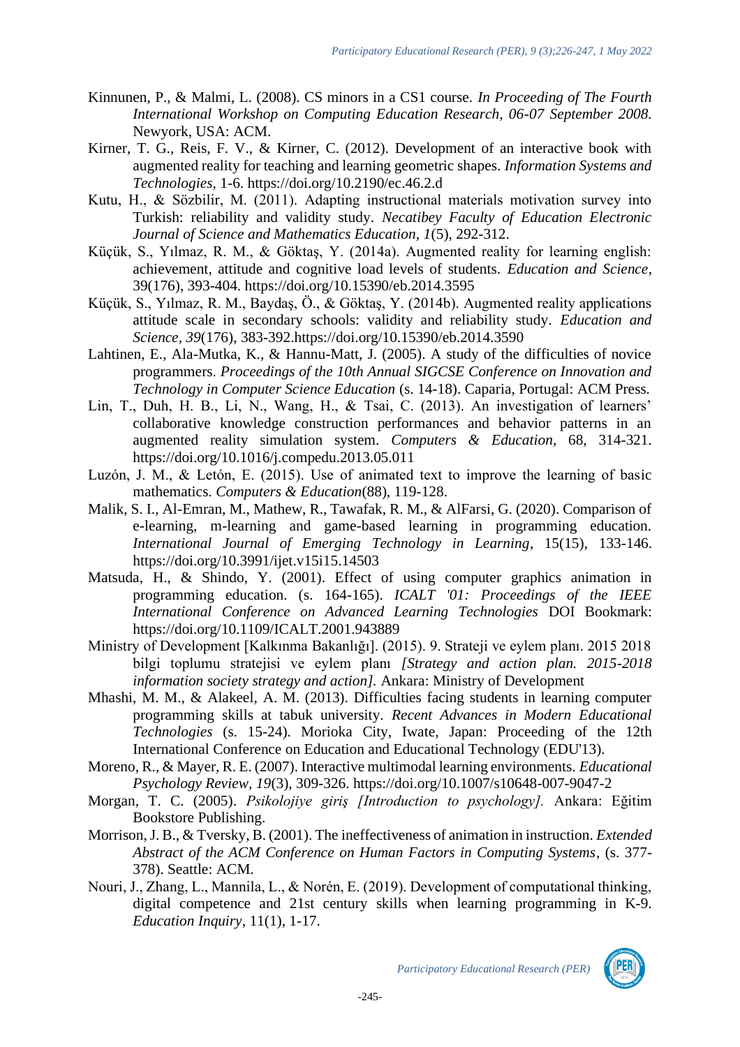Kinnunen, P., & Malmi, L. (2008). CS minors in a CS1 course. *In Proceeding of The Fourth International Workshop on Computing Education Research, 06-07 September 2008.* Newyork, USA: ACM.

Kirner, T. G., Reis, F. V., & Kirner, C. (2012). Development of an interactive book with augmented reality for teaching and learning geometric shapes. *Information Systems and Technologies*, 1-6. https://doi.org/10.2190/ec.46.2.d

Kutu, H., & Sözbilir, M. (2011). Adapting instructional materials motivation survey into Turkish: reliability and validity study. *Necatibey Faculty of Education Electronic Journal of Science and Mathematics Education, 1*(5), 292-312.

Küçük, S., Yılmaz, R. M., & Göktaş, Y. (2014a). Augmented reality for learning english: achievement, attitude and cognitive load levels of students. *Education and Science*, 39(176), 393-404. https://doi.org/10.15390/eb.2014.3595

Küçük, S., Yılmaz, R. M., Baydaş, Ö., & Göktaş, Y. (2014b). Augmented reality applications attitude scale in secondary schools: validity and reliability study. *Education and Science*, *39*(176), 383-392.https://doi.org/10.15390/eb.2014.3590

Lahtinen, E., Ala-Mutka, K., & Hannu-Matt, J. (2005). A study of the difficulties of novice programmers. *Proceedings of the 10th Annual SIGCSE Conference on Innovation and Technology in Computer Science Education* (s. 14-18). Caparia, Portugal: ACM Press.

Lin, T., Duh, H. B., Li, N., Wang, H., & Tsai, C. (2013). An investigation of learners' collaborative knowledge construction performances and behavior patterns in an augmented reality simulation system. *Computers & Education*, 68, 314-321. https://doi.org/10.1016/j.compedu.2013.05.011

Luzón, J. M., & Letón, E. (2015). Use of animated text to improve the learning of basic mathematics. *Computers & Education*(88), 119-128.

Malik, S. I., Al-Emran, M., Mathew, R., Tawafak, R. M., & AlFarsi, G. (2020). Comparison of e-learning, m-learning and game-based learning in programming education. *International Journal of Emerging Technology in Learning*, 15(15), 133-146. https://doi.org/10.3991/ijet.v15i15.14503

Matsuda, H., & Shindo, Y. (2001). Effect of using computer graphics animation in programming education. (s. 164-165). *ICALT '01: Proceedings of the IEEE International Conference on Advanced Learning Technologies* DOI Bookmark: https://doi.org/10.1109/ICALT.2001.943889

Ministry of Development [Kalkınma Bakanlığı]. (2015). 9. Strateji ve eylem planı. 2015 2018 bilgi toplumu stratejisi ve eylem planı *[Strategy and action plan. 2015-2018 information society strategy and action].* Ankara: Ministry of Development

Mhashi, M. M., & Alakeel, A. M. (2013). Difficulties facing students in learning computer programming skills at tabuk university. *Recent Advances in Modern Educational Technologies* (s. 15-24). Morioka City, Iwate, Japan: Proceeding of the 12th International Conference on Education and Educational Technology (EDU'13).

Moreno, R., & Mayer, R. E. (2007). Interactive multimodal learning environments. *Educational Psychology Review*, *19*(3), 309-326. https://doi.org/10.1007/s10648-007-9047-2

Morgan, T. C. (2005). *Psikolojiye giriş [Introduction to psychology].* Ankara: Eğitim Bookstore Publishing.

Morrison, J. B., & Tversky, B. (2001). The ineffectiveness of animation in instruction. *Extended Abstract of the ACM Conference on Human Factors in Computing Systems*, (s. 377-378). Seattle: ACM.

Nouri, J., Zhang, L., Mannila, L., & Norén, E. (2019). Development of computational thinking, digital competence and 21st century skills when learning programming in K-9. *Education Inquiry*, 11(1), 1-17.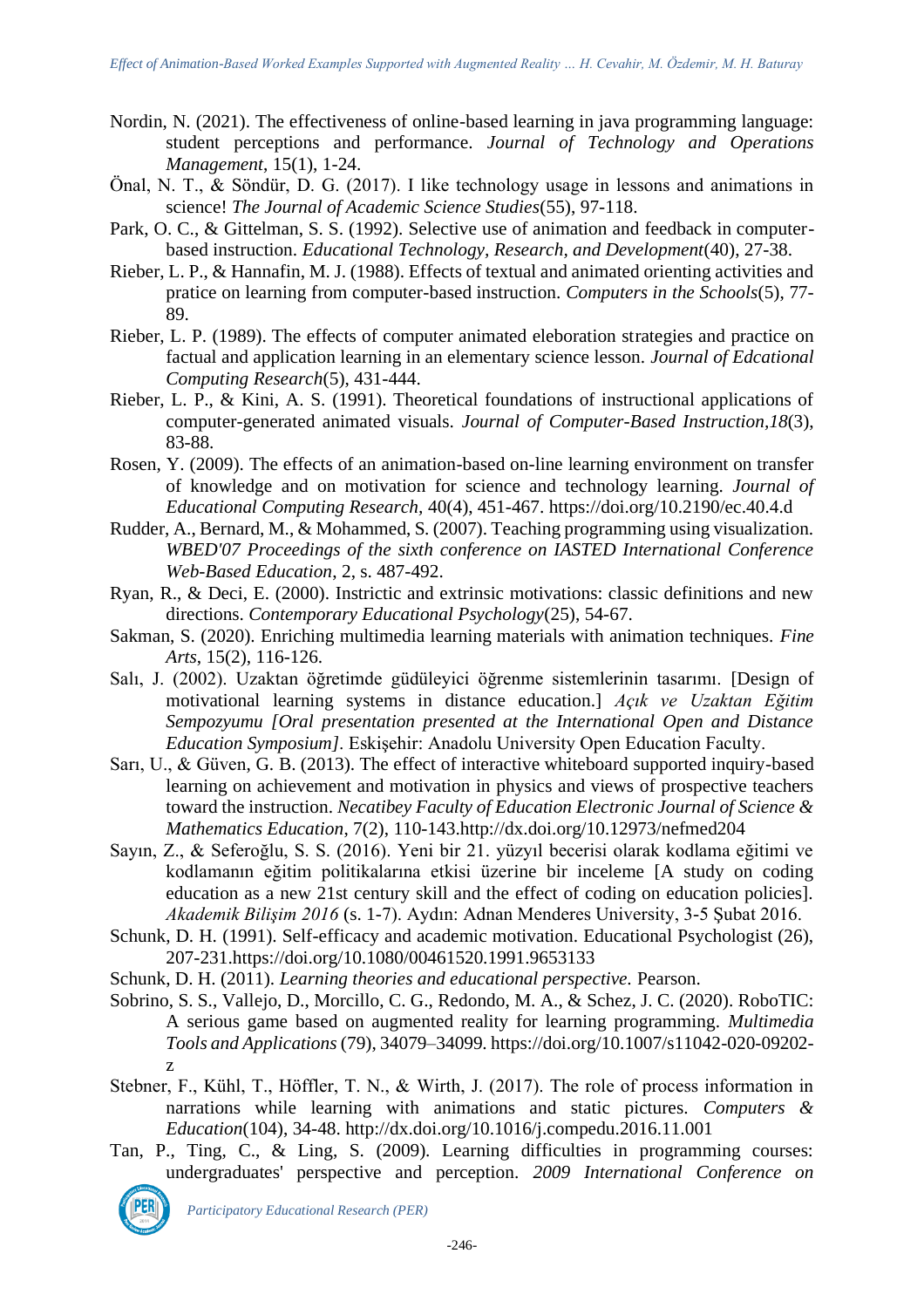Nordin, N. (2021). The effectiveness of online-based learning in java programming language: student perceptions and performance. *Journal of Technology and Operations Management*, 15(1), 1-24.

Önal, N. T., & Söndür, D. G. (2017). I like technology usage in lessons and animations in science! *The Journal of Academic Science Studies*(55), 97-118.

Park, O. C., & Gittelman, S. S. (1992). Selective use of animation and feedback in computer-based instruction. *Educational Technology, Research, and Development*(40), 27-38.

Rieber, L. P., & Hannafin, M. J. (1988). Effects of textual and animated orienting activities and pratice on learning from computer-based instruction. *Computers in the Schools*(5), 77-89.

Rieber, L. P. (1989). The effects of computer animated eleboration strategies and practice on factual and application learning in an elementary science lesson. *Journal of Edcational Computing Research*(5), 431-444.

Rieber, L. P., & Kini, A. S. (1991). Theoretical foundations of instructional applications of computer-generated animated visuals. *Journal of Computer-Based Instruction*,*18*(3), 83-88.

Rosen, Y. (2009). The effects of an animation-based on-line learning environment on transfer of knowledge and on motivation for science and technology learning. *Journal of Educational Computing Research*, 40(4), 451-467. https://doi.org/10.2190/ec.40.4.d

Rudder, A., Bernard, M., & Mohammed, S. (2007). Teaching programming using visualization. *WBED'07 Proceedings of the sixth conference on IASTED International Conference Web-Based Education*, 2, s. 487-492.

Ryan, R., & Deci, E. (2000). Instrictic and extrinsic motivations: classic definitions and new directions. *Contemporary Educational Psychology*(25), 54-67.

Sakman, S. (2020). Enriching multimedia learning materials with animation techniques. *Fine Arts*, 15(2), 116-126.

Salı, J. (2002). Uzaktan öğretimde güdüleyici öğrenme sistemlerinin tasarımı. [Design of motivational learning systems in distance education.] *Açık ve Uzaktan Eğitim Sempozyumu [Oral presentation presented at the International Open and Distance Education Symposium]*. Eskişehir: Anadolu University Open Education Faculty.

Sarı, U., & Güven, G. B. (2013). The effect of interactive whiteboard supported inquiry-based learning on achievement and motivation in physics and views of prospective teachers toward the instruction. *Necatibey Faculty of Education Electronic Journal of Science & Mathematics Education*, 7(2), 110-143.http://dx.doi.org/10.12973/nefmed204

Sayın, Z., & Seferoğlu, S. S. (2016). Yeni bir 21. yüzyıl becerisi olarak kodlama eğitimi ve kodlamanın eğitim politikalarına etkisi üzerine bir inceleme [A study on coding education as a new 21st century skill and the effect of coding on education policies]. *Akademik Bilişim 2016* (s. 1-7). Aydın: Adnan Menderes University, 3-5 Şubat 2016.

Schunk, D. H. (1991). Self-efficacy and academic motivation. Educational Psychologist (26), 207-231.https://doi.org/10.1080/00461520.1991.9653133

Schunk, D. H. (2011). *Learning theories and educational perspective.* Pearson.

Sobrino, S. S., Vallejo, D., Morcillo, C. G., Redondo, M. A., & Schez, J. C. (2020). RoboTIC: A serious game based on augmented reality for learning programming. *Multimedia Tools and Applications* (79), 34079–34099. https://doi.org/10.1007/s11042-020-09202-z

Stebner, F., Kühl, T., Höffler, T. N., & Wirth, J. (2017). The role of process information in narrations while learning with animations and static pictures. *Computers & Education*(104), 34-48. http://dx.doi.org/10.1016/j.compedu.2016.11.001

Tan, P., Ting, C., & Ling, S. (2009). Learning difficulties in programming courses: undergraduates' perspective and perception. *2009 International Conference on*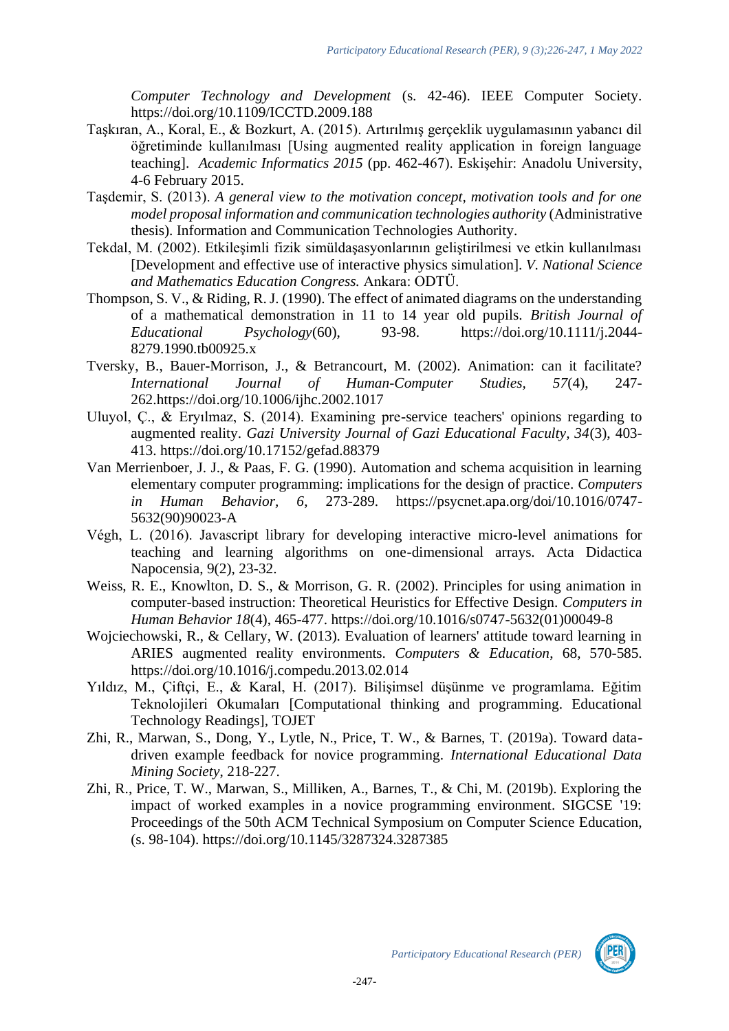*Computer Technology and Development* (s. 42-46). IEEE Computer Society. https://doi.org/10.1109/ICCTD.2009.188

Taşkıran, A., Koral, E., & Bozkurt, A. (2015). Artırılmış gerçeklik uygulamasının yabancı dil öğretiminde kullanılması [Using augmented reality application in foreign language teaching]. *Academic Informatics 2015* (pp. 462-467). Eskişehir: Anadolu University, 4-6 February 2015.

Taşdemir, S. (2013). *A general view to the motivation concept, motivation tools and for one model proposal information and communication technologies authority* (Administrative thesis). Information and Communication Technologies Authority.

Tekdal, M. (2002). Etkileşimli fizik simüldaşasyonlarının geliştirilmesi ve etkin kullanılması [Development and effective use of interactive physics simulation]. *V. National Science and Mathematics Education Congress.* Ankara: ODTÜ.

Thompson, S. V., & Riding, R. J. (1990). The effect of animated diagrams on the understanding of a mathematical demonstration in 11 to 14 year old pupils. *British Journal of Educational Psychology*(60), 93-98. https://doi.org/10.1111/j.2044-8279.1990.tb00925.x

Tversky, B., Bauer-Morrison, J., & Betrancourt, M. (2002). Animation: can it facilitate? *International Journal of Human-Computer Studies*, *57*(4), 247-262.https://doi.org/10.1006/ijhc.2002.1017

Uluyol, Ç., & Eryılmaz, S. (2014). Examining pre-service teachers' opinions regarding to augmented reality. *Gazi University Journal of Gazi Educational Faculty*, *34*(3), 403-413. https://doi.org/10.17152/gefad.88379

Van Merrienboer, J. J., & Paas, F. G. (1990). Automation and schema acquisition in learning elementary computer programming: implications for the design of practice. *Computers in Human Behavior*, *6*, 273-289. https://psycnet.apa.org/doi/10.1016/0747-5632(90)90023-A

Végh, L. (2016). Javascript library for developing interactive micro-level animations for teaching and learning algorithms on one-dimensional arrays. Acta Didactica Napocensia, 9(2), 23-32.

Weiss, R. E., Knowlton, D. S., & Morrison, G. R. (2002). Principles for using animation in computer-based instruction: Theoretical Heuristics for Effective Design. *Computers in Human Behavior 18*(4), 465-477. https://doi.org/10.1016/s0747-5632(01)00049-8

Wojciechowski, R., & Cellary, W. (2013). Evaluation of learners' attitude toward learning in ARIES augmented reality environments. *Computers & Education*, 68, 570-585. https://doi.org/10.1016/j.compedu.2013.02.014

Yıldız, M., Çiftçi, E., & Karal, H. (2017). Bilişimsel düşünme ve programlama. Eğitim Teknolojileri Okumaları [Computational thinking and programming. Educational Technology Readings], TOJET

Zhi, R., Marwan, S., Dong, Y., Lytle, N., Price, T. W., & Barnes, T. (2019a). Toward data-driven example feedback for novice programming. *International Educational Data Mining Society*, 218-227.

Zhi, R., Price, T. W., Marwan, S., Milliken, A., Barnes, T., & Chi, M. (2019b). Exploring the impact of worked examples in a novice programming environment. SIGCSE '19: Proceedings of the 50th ACM Technical Symposium on Computer Science Education, (s. 98-104). https://doi.org/10.1145/3287324.3287385